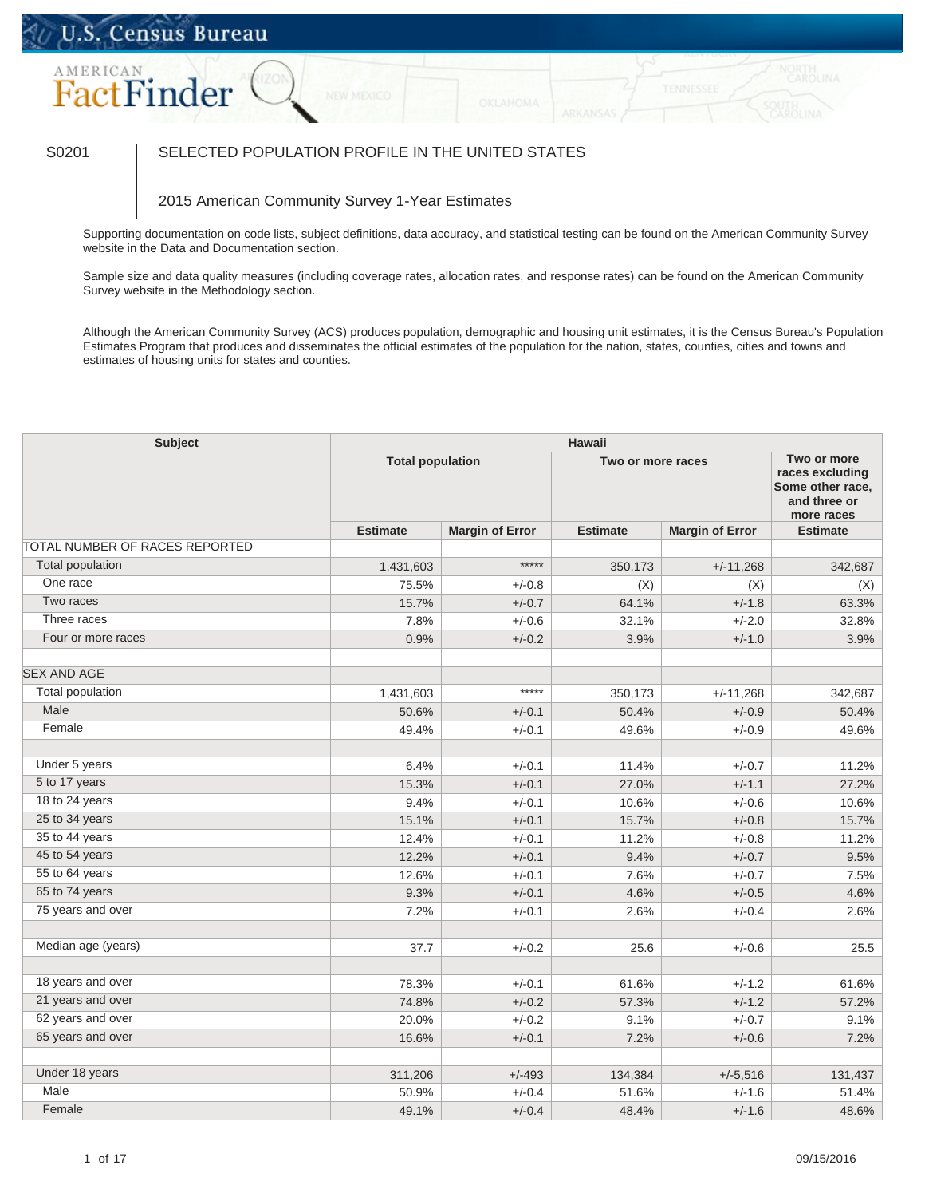S0201

# SELECTED POPULATION PROFILE IN THE UNITED STATES

## 2015 American Community Survey 1-Year Estimates

Supporting documentation on code lists, subject definitions, data accuracy, and statistical testing can be found on the American Community Survey website in the Data and Documentation section.

Sample size and data quality measures (including coverage rates, allocation rates, and response rates) can be found on the American Community Survey website in the Methodology section.

Although the American Community Survey (ACS) produces population, demographic and housing unit estimates, it is the Census Bureau's Population Estimates Program that produces and disseminates the official estimates of the population for the nation, states, counties, cities and towns and estimates of housing units for states and counties.

| Subject | Hawaii | | | | |
|---|---|---|---|---|---|
| | Total population | | Two or more races | | Two or more races excluding Some other race, and three or more races |
| | Estimate | Margin of Error | Estimate | Margin of Error | Estimate |
| TOTAL NUMBER OF RACES REPORTED | | | | | |
| Total population | 1,431,603 | ***** | 350,173 | +/-11,268 | 342,687 |
| One race | 75.5% | +/-0.8 | (X) | (X) | (X) |
| Two races | 15.7% | +/-0.7 | 64.1% | +/-1.8 | 63.3% |
| Three races | 7.8% | +/-0.6 | 32.1% | +/-2.0 | 32.8% |
| Four or more races | 0.9% | +/-0.2 | 3.9% | +/-1.0 | 3.9% |
| | | | | | |
| SEX AND AGE | | | | | |
| Total population | 1,431,603 | ***** | 350,173 | +/-11,268 | 342,687 |
| Male | 50.6% | +/-0.1 | 50.4% | +/-0.9 | 50.4% |
| Female | 49.4% | +/-0.1 | 49.6% | +/-0.9 | 49.6% |
| | | | | | |
| Under 5 years | 6.4% | +/-0.1 | 11.4% | +/-0.7 | 11.2% |
| 5 to 17 years | 15.3% | +/-0.1 | 27.0% | +/-1.1 | 27.2% |
| 18 to 24 years | 9.4% | +/-0.1 | 10.6% | +/-0.6 | 10.6% |
| 25 to 34 years | 15.1% | +/-0.1 | 15.7% | +/-0.8 | 15.7% |
| 35 to 44 years | 12.4% | +/-0.1 | 11.2% | +/-0.8 | 11.2% |
| 45 to 54 years | 12.2% | +/-0.1 | 9.4% | +/-0.7 | 9.5% |
| 55 to 64 years | 12.6% | +/-0.1 | 7.6% | +/-0.7 | 7.5% |
| 65 to 74 years | 9.3% | +/-0.1 | 4.6% | +/-0.5 | 4.6% |
| 75 years and over | 7.2% | +/-0.1 | 2.6% | +/-0.4 | 2.6% |
| | | | | | |
| Median age (years) | 37.7 | +/-0.2 | 25.6 | +/-0.6 | 25.5 |
| | | | | | |
| 18 years and over | 78.3% | +/-0.1 | 61.6% | +/-1.2 | 61.6% |
| 21 years and over | 74.8% | +/-0.2 | 57.3% | +/-1.2 | 57.2% |
| 62 years and over | 20.0% | +/-0.2 | 9.1% | +/-0.7 | 9.1% |
| 65 years and over | 16.6% | +/-0.1 | 7.2% | +/-0.6 | 7.2% |
| | | | | | |
| Under 18 years | 311,206 | +/-493 | 134,384 | +/-5,516 | 131,437 |
| Male | 50.9% | +/-0.4 | 51.6% | +/-1.6 | 51.4% |
| Female | 49.1% | +/-0.4 | 48.4% | +/-1.6 | 48.6% |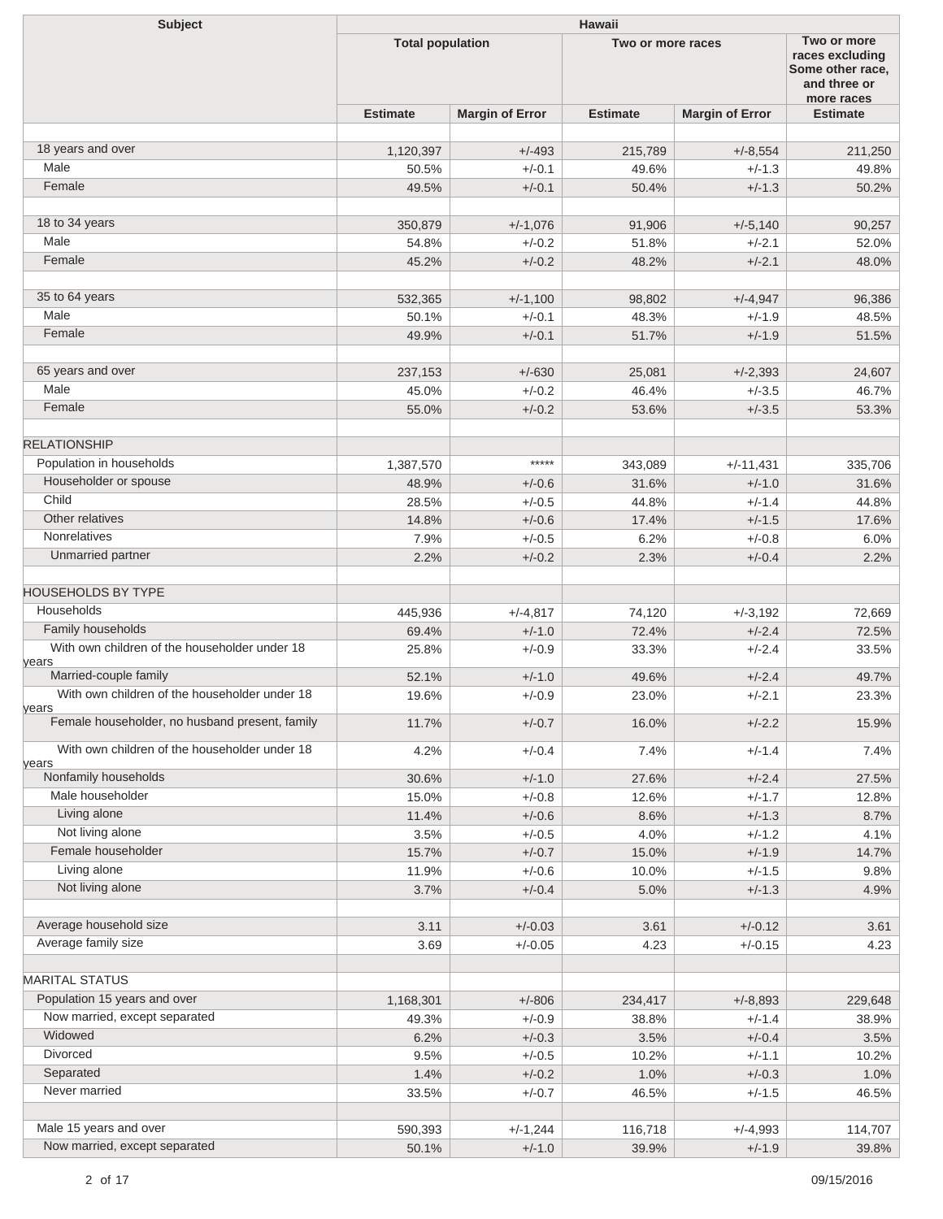| Subject | Hawaii | | | | |
|---|---|---|---|---|---|
| | Total population | | Two or more races | | Two or more races excluding Some other race, and three or more races |
| | Estimate | Margin of Error | Estimate | Margin of Error | Estimate |
| | | | | | |
| 18 years and over | 1,120,397 | +/-493 | 215,789 | +/-8,554 | 211,250 |
| Male | 50.5% | +/-0.1 | 49.6% | +/-1.3 | 49.8% |
| Female | 49.5% | +/-0.1 | 50.4% | +/-1.3 | 50.2% |
| | | | | | |
| 18 to 34 years | 350,879 | +/-1,076 | 91,906 | +/-5,140 | 90,257 |
| Male | 54.8% | +/-0.2 | 51.8% | +/-2.1 | 52.0% |
| Female | 45.2% | +/-0.2 | 48.2% | +/-2.1 | 48.0% |
| | | | | | |
| 35 to 64 years | 532,365 | +/-1,100 | 98,802 | +/-4,947 | 96,386 |
| Male | 50.1% | +/-0.1 | 48.3% | +/-1.9 | 48.5% |
| Female | 49.9% | +/-0.1 | 51.7% | +/-1.9 | 51.5% |
| | | | | | |
| 65 years and over | 237,153 | +/-630 | 25,081 | +/-2,393 | 24,607 |
| Male | 45.0% | +/-0.2 | 46.4% | +/-3.5 | 46.7% |
| Female | 55.0% | +/-0.2 | 53.6% | +/-3.5 | 53.3% |
| | | | | | |
| RELATIONSHIP | | | | | |
| Population in households | 1,387,570 | ***** | 343,089 | +/-11,431 | 335,706 |
| Householder or spouse | 48.9% | +/-0.6 | 31.6% | +/-1.0 | 31.6% |
| Child | 28.5% | +/-0.5 | 44.8% | +/-1.4 | 44.8% |
| Other relatives | 14.8% | +/-0.6 | 17.4% | +/-1.5 | 17.6% |
| Nonrelatives | 7.9% | +/-0.5 | 6.2% | +/-0.8 | 6.0% |
| Unmarried partner | 2.2% | +/-0.2 | 2.3% | +/-0.4 | 2.2% |
| | | | | | |
| HOUSEHOLDS BY TYPE | | | | | |
| Households | 445,936 | +/-4,817 | 74,120 | +/-3,192 | 72,669 |
| Family households | 69.4% | +/-1.0 | 72.4% | +/-2.4 | 72.5% |
| With own children of the householder under 18 years | 25.8% | +/-0.9 | 33.3% | +/-2.4 | 33.5% |
| Married-couple family | 52.1% | +/-1.0 | 49.6% | +/-2.4 | 49.7% |
| With own children of the householder under 18 years | 19.6% | +/-0.9 | 23.0% | +/-2.1 | 23.3% |
| Female householder, no husband present, family | 11.7% | +/-0.7 | 16.0% | +/-2.2 | 15.9% |
| With own children of the householder under 18 years | 4.2% | +/-0.4 | 7.4% | +/-1.4 | 7.4% |
| Nonfamily households | 30.6% | +/-1.0 | 27.6% | +/-2.4 | 27.5% |
| Male householder | 15.0% | +/-0.8 | 12.6% | +/-1.7 | 12.8% |
| Living alone | 11.4% | +/-0.6 | 8.6% | +/-1.3 | 8.7% |
| Not living alone | 3.5% | +/-0.5 | 4.0% | +/-1.2 | 4.1% |
| Female householder | 15.7% | +/-0.7 | 15.0% | +/-1.9 | 14.7% |
| Living alone | 11.9% | +/-0.6 | 10.0% | +/-1.5 | 9.8% |
| Not living alone | 3.7% | +/-0.4 | 5.0% | +/-1.3 | 4.9% |
| | | | | | |
| Average household size | 3.11 | +/-0.03 | 3.61 | +/-0.12 | 3.61 |
| Average family size | 3.69 | +/-0.05 | 4.23 | +/-0.15 | 4.23 |
| | | | | | |
| MARITAL STATUS | | | | | |
| Population 15 years and over | 1,168,301 | +/-806 | 234,417 | +/-8,893 | 229,648 |
| Now married, except separated | 49.3% | +/-0.9 | 38.8% | +/-1.4 | 38.9% |
| Widowed | 6.2% | +/-0.3 | 3.5% | +/-0.4 | 3.5% |
| Divorced | 9.5% | +/-0.5 | 10.2% | +/-1.1 | 10.2% |
| Separated | 1.4% | +/-0.2 | 1.0% | +/-0.3 | 1.0% |
| Never married | 33.5% | +/-0.7 | 46.5% | +/-1.5 | 46.5% |
| | | | | | |
| Male 15 years and over | 590,393 | +/-1,244 | 116,718 | +/-4,993 | 114,707 |
| Now married, except separated | 50.1% | +/-1.0 | 39.9% | +/-1.9 | 39.8% |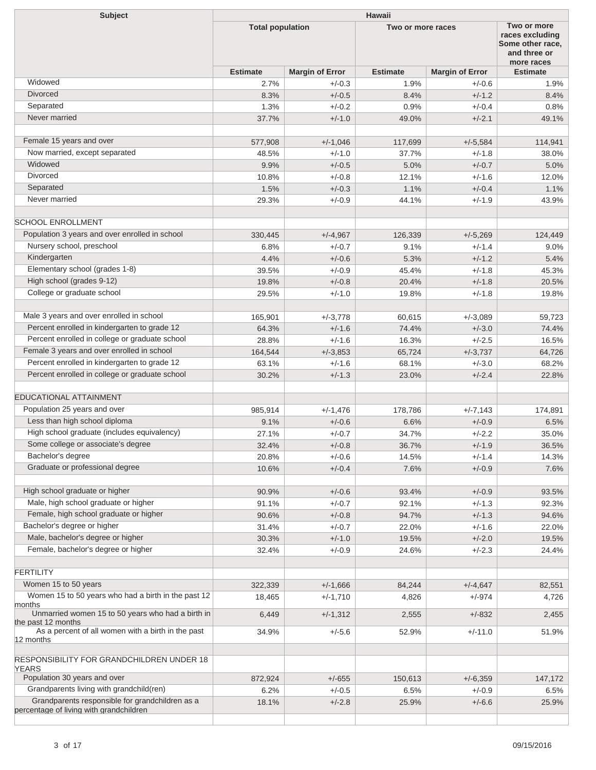| Subject | Hawaii | | | | |
|---|---|---|---|---|---|
| | Total population | | Two or more races | | Two or more races excluding Some other race, and three or more races |
| | Estimate | Margin of Error | Estimate | Margin of Error | Estimate |
| Widowed | 2.7% | +/-0.3 | 1.9% | +/-0.6 | 1.9% |
| Divorced | 8.3% | +/-0.5 | 8.4% | +/-1.2 | 8.4% |
| Separated | 1.3% | +/-0.2 | 0.9% | +/-0.4 | 0.8% |
| Never married | 37.7% | +/-1.0 | 49.0% | +/-2.1 | 49.1% |
| | | | | | |
| Female 15 years and over | 577,908 | +/-1,046 | 117,699 | +/-5,584 | 114,941 |
| Now married, except separated | 48.5% | +/-1.0 | 37.7% | +/-1.8 | 38.0% |
| Widowed | 9.9% | +/-0.5 | 5.0% | +/-0.7 | 5.0% |
| Divorced | 10.8% | +/-0.8 | 12.1% | +/-1.6 | 12.0% |
| Separated | 1.5% | +/-0.3 | 1.1% | +/-0.4 | 1.1% |
| Never married | 29.3% | +/-0.9 | 44.1% | +/-1.9 | 43.9% |
| | | | | | |
| SCHOOL ENROLLMENT | | | | | |
| Population 3 years and over enrolled in school | 330,445 | +/-4,967 | 126,339 | +/-5,269 | 124,449 |
| Nursery school, preschool | 6.8% | +/-0.7 | 9.1% | +/-1.4 | 9.0% |
| Kindergarten | 4.4% | +/-0.6 | 5.3% | +/-1.2 | 5.4% |
| Elementary school (grades 1-8) | 39.5% | +/-0.9 | 45.4% | +/-1.8 | 45.3% |
| High school (grades 9-12) | 19.8% | +/-0.8 | 20.4% | +/-1.8 | 20.5% |
| College or graduate school | 29.5% | +/-1.0 | 19.8% | +/-1.8 | 19.8% |
| | | | | | |
| Male 3 years and over enrolled in school | 165,901 | +/-3,778 | 60,615 | +/-3,089 | 59,723 |
| Percent enrolled in kindergarten to grade 12 | 64.3% | +/-1.6 | 74.4% | +/-3.0 | 74.4% |
| Percent enrolled in college or graduate school | 28.8% | +/-1.6 | 16.3% | +/-2.5 | 16.5% |
| Female 3 years and over enrolled in school | 164,544 | +/-3,853 | 65,724 | +/-3,737 | 64,726 |
| Percent enrolled in kindergarten to grade 12 | 63.1% | +/-1.6 | 68.1% | +/-3.0 | 68.2% |
| Percent enrolled in college or graduate school | 30.2% | +/-1.3 | 23.0% | +/-2.4 | 22.8% |
| | | | | | |
| EDUCATIONAL ATTAINMENT | | | | | |
| Population 25 years and over | 985,914 | +/-1,476 | 178,786 | +/-7,143 | 174,891 |
| Less than high school diploma | 9.1% | +/-0.6 | 6.6% | +/-0.9 | 6.5% |
| High school graduate (includes equivalency) | 27.1% | +/-0.7 | 34.7% | +/-2.2 | 35.0% |
| Some college or associate's degree | 32.4% | +/-0.8 | 36.7% | +/-1.9 | 36.5% |
| Bachelor's degree | 20.8% | +/-0.6 | 14.5% | +/-1.4 | 14.3% |
| Graduate or professional degree | 10.6% | +/-0.4 | 7.6% | +/-0.9 | 7.6% |
| | | | | | |
| High school graduate or higher | 90.9% | +/-0.6 | 93.4% | +/-0.9 | 93.5% |
| Male, high school graduate or higher | 91.1% | +/-0.7 | 92.1% | +/-1.3 | 92.3% |
| Female, high school graduate or higher | 90.6% | +/-0.8 | 94.7% | +/-1.3 | 94.6% |
| Bachelor's degree or higher | 31.4% | +/-0.7 | 22.0% | +/-1.6 | 22.0% |
| Male, bachelor's degree or higher | 30.3% | +/-1.0 | 19.5% | +/-2.0 | 19.5% |
| Female, bachelor's degree or higher | 32.4% | +/-0.9 | 24.6% | +/-2.3 | 24.4% |
| | | | | | |
| FERTILITY | | | | | |
| Women 15 to 50 years | 322,339 | +/-1,666 | 84,244 | +/-4,647 | 82,551 |
| Women 15 to 50 years who had a birth in the past 12 months | 18,465 | +/-1,710 | 4,826 | +/-974 | 4,726 |
| Unmarried women 15 to 50 years who had a birth in the past 12 months | 6,449 | +/-1,312 | 2,555 | +/-832 | 2,455 |
| As a percent of all women with a birth in the past 12 months | 34.9% | +/-5.6 | 52.9% | +/-11.0 | 51.9% |
| | | | | | |
| RESPONSIBILITY FOR GRANDCHILDREN UNDER 18 YEARS | | | | | |
| Population 30 years and over | 872,924 | +/-655 | 150,613 | +/-6,359 | 147,172 |
| Grandparents living with grandchild(ren) | 6.2% | +/-0.5 | 6.5% | +/-0.9 | 6.5% |
| Grandparents responsible for grandchildren as a percentage of living with grandchildren | 18.1% | +/-2.8 | 25.9% | +/-6.6 | 25.9% |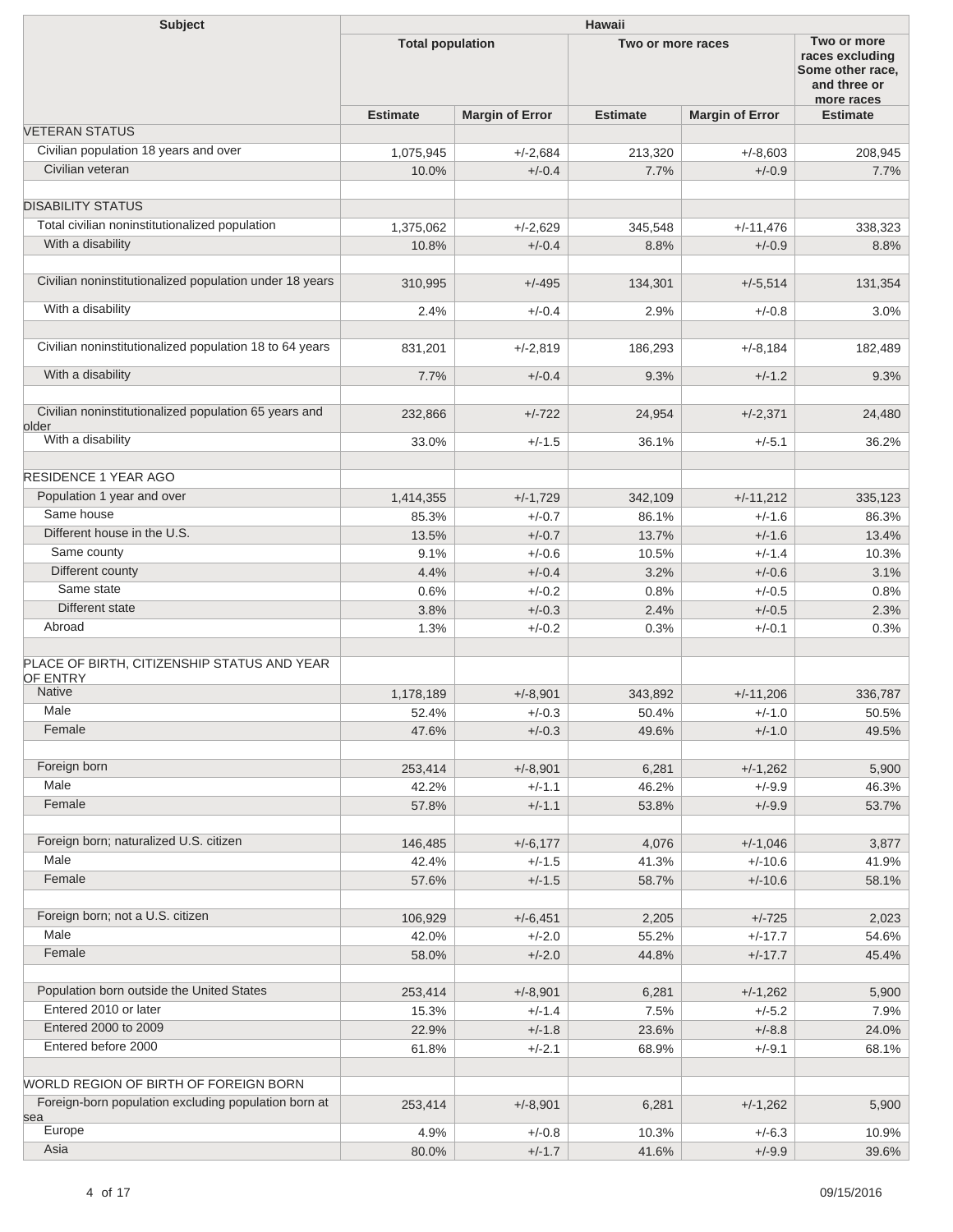| Subject | Hawaii | | | | |
|---|---|---|---|---|---|
| | Total population | | Two or more races | | Two or more races excluding Some other race, and three or more races |
| | Estimate | Margin of Error | Estimate | Margin of Error | Estimate |
| VETERAN STATUS | | | | | |
| Civilian population 18 years and over | 1,075,945 | +/-2,684 | 213,320 | +/-8,603 | 208,945 |
| Civilian veteran | 10.0% | +/-0.4 | 7.7% | +/-0.9 | 7.7% |
| | | | | | |
| DISABILITY STATUS | | | | | |
| Total civilian noninstitutionalized population | 1,375,062 | +/-2,629 | 345,548 | +/-11,476 | 338,323 |
| With a disability | 10.8% | +/-0.4 | 8.8% | +/-0.9 | 8.8% |
| | | | | | |
| Civilian noninstitutionalized population under 18 years | 310,995 | +/-495 | 134,301 | +/-5,514 | 131,354 |
| With a disability | 2.4% | +/-0.4 | 2.9% | +/-0.8 | 3.0% |
| | | | | | |
| Civilian noninstitutionalized population 18 to 64 years | 831,201 | +/-2,819 | 186,293 | +/-8,184 | 182,489 |
| With a disability | 7.7% | +/-0.4 | 9.3% | +/-1.2 | 9.3% |
| | | | | | |
| Civilian noninstitutionalized population 65 years and older | 232,866 | +/-722 | 24,954 | +/-2,371 | 24,480 |
| With a disability | 33.0% | +/-1.5 | 36.1% | +/-5.1 | 36.2% |
| | | | | | |
| RESIDENCE 1 YEAR AGO | | | | | |
| Population 1 year and over | 1,414,355 | +/-1,729 | 342,109 | +/-11,212 | 335,123 |
| Same house | 85.3% | +/-0.7 | 86.1% | +/-1.6 | 86.3% |
| Different house in the U.S. | 13.5% | +/-0.7 | 13.7% | +/-1.6 | 13.4% |
| Same county | 9.1% | +/-0.6 | 10.5% | +/-1.4 | 10.3% |
| Different county | 4.4% | +/-0.4 | 3.2% | +/-0.6 | 3.1% |
| Same state | 0.6% | +/-0.2 | 0.8% | +/-0.5 | 0.8% |
| Different state | 3.8% | +/-0.3 | 2.4% | +/-0.5 | 2.3% |
| Abroad | 1.3% | +/-0.2 | 0.3% | +/-0.1 | 0.3% |
| | | | | | |
| PLACE OF BIRTH, CITIZENSHIP STATUS AND YEAR OF ENTRY | | | | | |
| Native | 1,178,189 | +/-8,901 | 343,892 | +/-11,206 | 336,787 |
| Male | 52.4% | +/-0.3 | 50.4% | +/-1.0 | 50.5% |
| Female | 47.6% | +/-0.3 | 49.6% | +/-1.0 | 49.5% |
| | | | | | |
| Foreign born | 253,414 | +/-8,901 | 6,281 | +/-1,262 | 5,900 |
| Male | 42.2% | +/-1.1 | 46.2% | +/-9.9 | 46.3% |
| Female | 57.8% | +/-1.1 | 53.8% | +/-9.9 | 53.7% |
| | | | | | |
| Foreign born; naturalized U.S. citizen | 146,485 | +/-6,177 | 4,076 | +/-1,046 | 3,877 |
| Male | 42.4% | +/-1.5 | 41.3% | +/-10.6 | 41.9% |
| Female | 57.6% | +/-1.5 | 58.7% | +/-10.6 | 58.1% |
| | | | | | |
| Foreign born; not a U.S. citizen | 106,929 | +/-6,451 | 2,205 | +/-725 | 2,023 |
| Male | 42.0% | +/-2.0 | 55.2% | +/-17.7 | 54.6% |
| Female | 58.0% | +/-2.0 | 44.8% | +/-17.7 | 45.4% |
| | | | | | |
| Population born outside the United States | 253,414 | +/-8,901 | 6,281 | +/-1,262 | 5,900 |
| Entered 2010 or later | 15.3% | +/-1.4 | 7.5% | +/-5.2 | 7.9% |
| Entered 2000 to 2009 | 22.9% | +/-1.8 | 23.6% | +/-8.8 | 24.0% |
| Entered before 2000 | 61.8% | +/-2.1 | 68.9% | +/-9.1 | 68.1% |
| | | | | | |
| WORLD REGION OF BIRTH OF FOREIGN BORN | | | | | |
| Foreign-born population excluding population born at sea | 253,414 | +/-8,901 | 6,281 | +/-1,262 | 5,900 |
| Europe | 4.9% | +/-0.8 | 10.3% | +/-6.3 | 10.9% |
| Asia | 80.0% | +/-1.7 | 41.6% | +/-9.9 | 39.6% |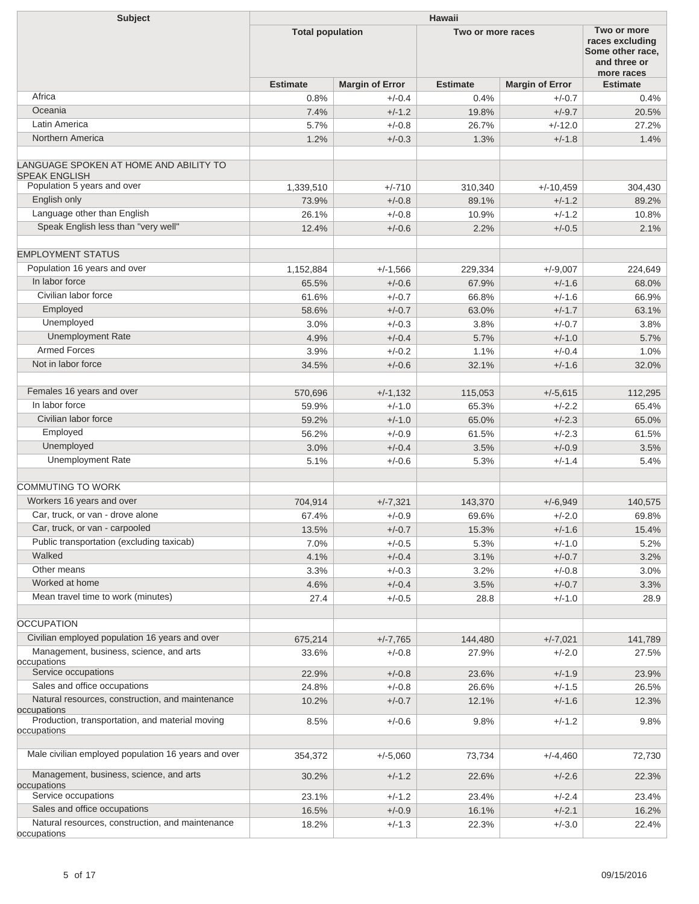| Subject | Hawaii | | | | |
|---|---|---|---|---|---|
| | Total population | | Two or more races | | Two or more races excluding Some other race, and three or more races |
| | Estimate | Margin of Error | Estimate | Margin of Error | Estimate |
| Africa | 0.8% | +/-0.4 | 0.4% | +/-0.7 | 0.4% |
| Oceania | 7.4% | +/-1.2 | 19.8% | +/-9.7 | 20.5% |
| Latin America | 5.7% | +/-0.8 | 26.7% | +/-12.0 | 27.2% |
| Northern America | 1.2% | +/-0.3 | 1.3% | +/-1.8 | 1.4% |
| | | | | | |
| LANGUAGE SPOKEN AT HOME AND ABILITY TO SPEAK ENGLISH | | | | | |
| Population 5 years and over | 1,339,510 | +/-710 | 310,340 | +/-10,459 | 304,430 |
| English only | 73.9% | +/-0.8 | 89.1% | +/-1.2 | 89.2% |
| Language other than English | 26.1% | +/-0.8 | 10.9% | +/-1.2 | 10.8% |
| Speak English less than "very well" | 12.4% | +/-0.6 | 2.2% | +/-0.5 | 2.1% |
| | | | | | |
| EMPLOYMENT STATUS | | | | | |
| Population 16 years and over | 1,152,884 | +/-1,566 | 229,334 | +/-9,007 | 224,649 |
| In labor force | 65.5% | +/-0.6 | 67.9% | +/-1.6 | 68.0% |
| Civilian labor force | 61.6% | +/-0.7 | 66.8% | +/-1.6 | 66.9% |
| Employed | 58.6% | +/-0.7 | 63.0% | +/-1.7 | 63.1% |
| Unemployed | 3.0% | +/-0.3 | 3.8% | +/-0.7 | 3.8% |
| Unemployment Rate | 4.9% | +/-0.4 | 5.7% | +/-1.0 | 5.7% |
| Armed Forces | 3.9% | +/-0.2 | 1.1% | +/-0.4 | 1.0% |
| Not in labor force | 34.5% | +/-0.6 | 32.1% | +/-1.6 | 32.0% |
| | | | | | |
| Females 16 years and over | 570,696 | +/-1,132 | 115,053 | +/-5,615 | 112,295 |
| In labor force | 59.9% | +/-1.0 | 65.3% | +/-2.2 | 65.4% |
| Civilian labor force | 59.2% | +/-1.0 | 65.0% | +/-2.3 | 65.0% |
| Employed | 56.2% | +/-0.9 | 61.5% | +/-2.3 | 61.5% |
| Unemployed | 3.0% | +/-0.4 | 3.5% | +/-0.9 | 3.5% |
| Unemployment Rate | 5.1% | +/-0.6 | 5.3% | +/-1.4 | 5.4% |
| | | | | | |
| COMMUTING TO WORK | | | | | |
| Workers 16 years and over | 704,914 | +/-7,321 | 143,370 | +/-6,949 | 140,575 |
| Car, truck, or van - drove alone | 67.4% | +/-0.9 | 69.6% | +/-2.0 | 69.8% |
| Car, truck, or van - carpooled | 13.5% | +/-0.7 | 15.3% | +/-1.6 | 15.4% |
| Public transportation (excluding taxicab) | 7.0% | +/-0.5 | 5.3% | +/-1.0 | 5.2% |
| Walked | 4.1% | +/-0.4 | 3.1% | +/-0.7 | 3.2% |
| Other means | 3.3% | +/-0.3 | 3.2% | +/-0.8 | 3.0% |
| Worked at home | 4.6% | +/-0.4 | 3.5% | +/-0.7 | 3.3% |
| Mean travel time to work (minutes) | 27.4 | +/-0.5 | 28.8 | +/-1.0 | 28.9 |
| | | | | | |
| OCCUPATION | | | | | |
| Civilian employed population 16 years and over | 675,214 | +/-7,765 | 144,480 | +/-7,021 | 141,789 |
| Management, business, science, and arts occupations | 33.6% | +/-0.8 | 27.9% | +/-2.0 | 27.5% |
| Service occupations | 22.9% | +/-0.8 | 23.6% | +/-1.9 | 23.9% |
| Sales and office occupations | 24.8% | +/-0.8 | 26.6% | +/-1.5 | 26.5% |
| Natural resources, construction, and maintenance occupations | 10.2% | +/-0.7 | 12.1% | +/-1.6 | 12.3% |
| Production, transportation, and material moving occupations | 8.5% | +/-0.6 | 9.8% | +/-1.2 | 9.8% |
| | | | | | |
| Male civilian employed population 16 years and over | 354,372 | +/-5,060 | 73,734 | +/-4,460 | 72,730 |
| Management, business, science, and arts occupations | 30.2% | +/-1.2 | 22.6% | +/-2.6 | 22.3% |
| Service occupations | 23.1% | +/-1.2 | 23.4% | +/-2.4 | 23.4% |
| Sales and office occupations | 16.5% | +/-0.9 | 16.1% | +/-2.1 | 16.2% |
| Natural resources, construction, and maintenance occupations | 18.2% | +/-1.3 | 22.3% | +/-3.0 | 22.4% |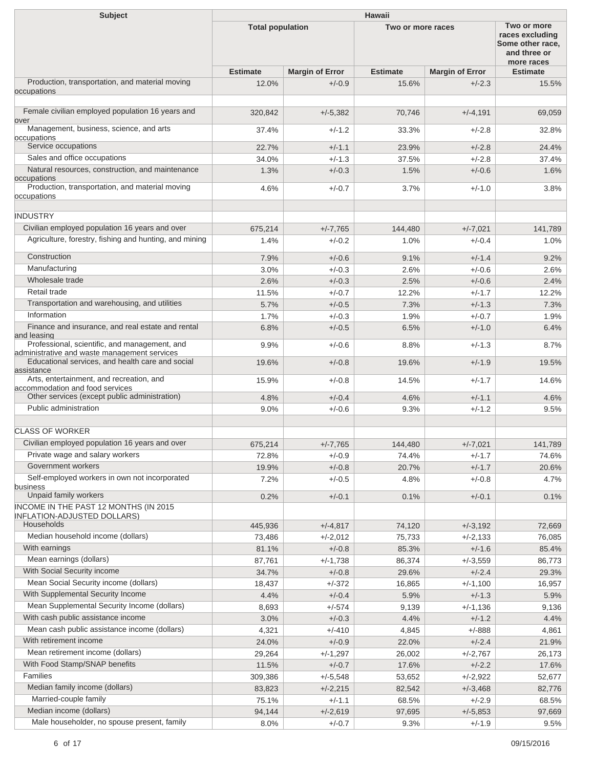| Subject | Hawaii | | | | |
|---|---|---|---|---|---|
| | Total population | | Two or more races | | Two or more races excluding Some other race, and three or more races |
| | Estimate | Margin of Error | Estimate | Margin of Error | Estimate |
| Production, transportation, and material moving occupations | 12.0% | +/-0.9 | 15.6% | +/-2.3 | 15.5% |
| | | | | | |
| Female civilian employed population 16 years and over | 320,842 | +/-5,382 | 70,746 | +/-4,191 | 69,059 |
| Management, business, science, and arts occupations | 37.4% | +/-1.2 | 33.3% | +/-2.8 | 32.8% |
| Service occupations | 22.7% | +/-1.1 | 23.9% | +/-2.8 | 24.4% |
| Sales and office occupations | 34.0% | +/-1.3 | 37.5% | +/-2.8 | 37.4% |
| Natural resources, construction, and maintenance occupations | 1.3% | +/-0.3 | 1.5% | +/-0.6 | 1.6% |
| Production, transportation, and material moving occupations | 4.6% | +/-0.7 | 3.7% | +/-1.0 | 3.8% |
| | | | | | |
| INDUSTRY | | | | | |
| Civilian employed population 16 years and over | 675,214 | +/-7,765 | 144,480 | +/-7,021 | 141,789 |
| Agriculture, forestry, fishing and hunting, and mining | 1.4% | +/-0.2 | 1.0% | +/-0.4 | 1.0% |
| Construction | 7.9% | +/-0.6 | 9.1% | +/-1.4 | 9.2% |
| Manufacturing | 3.0% | +/-0.3 | 2.6% | +/-0.6 | 2.6% |
| Wholesale trade | 2.6% | +/-0.3 | 2.5% | +/-0.6 | 2.4% |
| Retail trade | 11.5% | +/-0.7 | 12.2% | +/-1.7 | 12.2% |
| Transportation and warehousing, and utilities | 5.7% | +/-0.5 | 7.3% | +/-1.3 | 7.3% |
| Information | 1.7% | +/-0.3 | 1.9% | +/-0.7 | 1.9% |
| Finance and insurance, and real estate and rental and leasing | 6.8% | +/-0.5 | 6.5% | +/-1.0 | 6.4% |
| Professional, scientific, and management, and administrative and waste management services | 9.9% | +/-0.6 | 8.8% | +/-1.3 | 8.7% |
| Educational services, and health care and social assistance | 19.6% | +/-0.8 | 19.6% | +/-1.9 | 19.5% |
| Arts, entertainment, and recreation, and accommodation and food services | 15.9% | +/-0.8 | 14.5% | +/-1.7 | 14.6% |
| Other services (except public administration) | 4.8% | +/-0.4 | 4.6% | +/-1.1 | 4.6% |
| Public administration | 9.0% | +/-0.6 | 9.3% | +/-1.2 | 9.5% |
| | | | | | |
| CLASS OF WORKER | | | | | |
| Civilian employed population 16 years and over | 675,214 | +/-7,765 | 144,480 | +/-7,021 | 141,789 |
| Private wage and salary workers | 72.8% | +/-0.9 | 74.4% | +/-1.7 | 74.6% |
| Government workers | 19.9% | +/-0.8 | 20.7% | +/-1.7 | 20.6% |
| Self-employed workers in own not incorporated business | 7.2% | +/-0.5 | 4.8% | +/-0.8 | 4.7% |
| Unpaid family workers | 0.2% | +/-0.1 | 0.1% | +/-0.1 | 0.1% |
| INCOME IN THE PAST 12 MONTHS (IN 2015 INFLATION-ADJUSTED DOLLARS) | | | | | |
| Households | 445,936 | +/-4,817 | 74,120 | +/-3,192 | 72,669 |
| Median household income (dollars) | 73,486 | +/-2,012 | 75,733 | +/-2,133 | 76,085 |
| With earnings | 81.1% | +/-0.8 | 85.3% | +/-1.6 | 85.4% |
| Mean earnings (dollars) | 87,761 | +/-1,738 | 86,374 | +/-3,559 | 86,773 |
| With Social Security income | 34.7% | +/-0.8 | 29.6% | +/-2.4 | 29.3% |
| Mean Social Security income (dollars) | 18,437 | +/-372 | 16,865 | +/-1,100 | 16,957 |
| With Supplemental Security Income | 4.4% | +/-0.4 | 5.9% | +/-1.3 | 5.9% |
| Mean Supplemental Security Income (dollars) | 8,693 | +/-574 | 9,139 | +/-1,136 | 9,136 |
| With cash public assistance income | 3.0% | +/-0.3 | 4.4% | +/-1.2 | 4.4% |
| Mean cash public assistance income (dollars) | 4,321 | +/-410 | 4,845 | +/-888 | 4,861 |
| With retirement income | 24.0% | +/-0.9 | 22.0% | +/-2.4 | 21.9% |
| Mean retirement income (dollars) | 29,264 | +/-1,297 | 26,002 | +/-2,767 | 26,173 |
| With Food Stamp/SNAP benefits | 11.5% | +/-0.7 | 17.6% | +/-2.2 | 17.6% |
| Families | 309,386 | +/-5,548 | 53,652 | +/-2,922 | 52,677 |
| Median family income (dollars) | 83,823 | +/-2,215 | 82,542 | +/-3,468 | 82,776 |
| Married-couple family | 75.1% | +/-1.1 | 68.5% | +/-2.9 | 68.5% |
| Median income (dollars) | 94,144 | +/-2,619 | 97,695 | +/-5,853 | 97,669 |
| Male householder, no spouse present, family | 8.0% | +/-0.7 | 9.3% | +/-1.9 | 9.5% |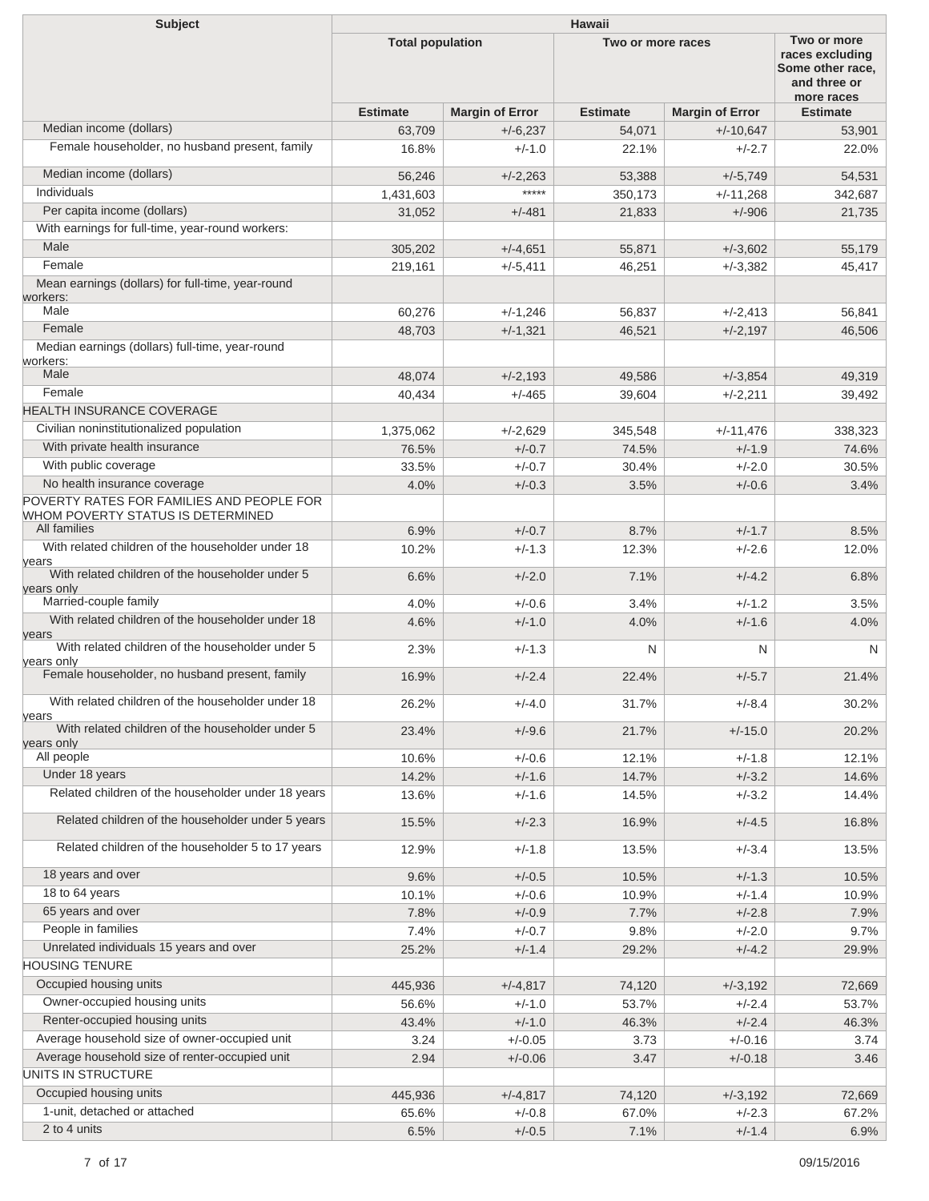| Subject | Hawaii | | | | |
|---|---|---|---|---|---|
| | Total population | | Two or more races | | Two or more races excluding Some other race, and three or more races |
| | Estimate | Margin of Error | Estimate | Margin of Error | Estimate |
| Median income (dollars) | 63,709 | +/-6,237 | 54,071 | +/-10,647 | 53,901 |
| Female householder, no husband present, family | 16.8% | +/-1.0 | 22.1% | +/-2.7 | 22.0% |
| Median income (dollars) | 56,246 | +/-2,263 | 53,388 | +/-5,749 | 54,531 |
| Individuals | 1,431,603 | ***** | 350,173 | +/-11,268 | 342,687 |
| Per capita income (dollars) | 31,052 | +/-481 | 21,833 | +/-906 | 21,735 |
| With earnings for full-time, year-round workers: | | | | | |
| Male | 305,202 | +/-4,651 | 55,871 | +/-3,602 | 55,179 |
| Female | 219,161 | +/-5,411 | 46,251 | +/-3,382 | 45,417 |
| Mean earnings (dollars) for full-time, year-round workers: | | | | | |
| Male | 60,276 | +/-1,246 | 56,837 | +/-2,413 | 56,841 |
| Female | 48,703 | +/-1,321 | 46,521 | +/-2,197 | 46,506 |
| Median earnings (dollars) full-time, year-round workers: | | | | | |
| Male | 48,074 | +/-2,193 | 49,586 | +/-3,854 | 49,319 |
| Female | 40,434 | +/-465 | 39,604 | +/-2,211 | 39,492 |
| HEALTH INSURANCE COVERAGE | | | | | |
| Civilian noninstitutionalized population | 1,375,062 | +/-2,629 | 345,548 | +/-11,476 | 338,323 |
| With private health insurance | 76.5% | +/-0.7 | 74.5% | +/-1.9 | 74.6% |
| With public coverage | 33.5% | +/-0.7 | 30.4% | +/-2.0 | 30.5% |
| No health insurance coverage | 4.0% | +/-0.3 | 3.5% | +/-0.6 | 3.4% |
| POVERTY RATES FOR FAMILIES AND PEOPLE FOR WHOM POVERTY STATUS IS DETERMINED | | | | | |
| All families | 6.9% | +/-0.7 | 8.7% | +/-1.7 | 8.5% |
| With related children of the householder under 18 years | 10.2% | +/-1.3 | 12.3% | +/-2.6 | 12.0% |
| With related children of the householder under 5 years only | 6.6% | +/-2.0 | 7.1% | +/-4.2 | 6.8% |
| Married-couple family | 4.0% | +/-0.6 | 3.4% | +/-1.2 | 3.5% |
| With related children of the householder under 18 years | 4.6% | +/-1.0 | 4.0% | +/-1.6 | 4.0% |
| With related children of the householder under 5 years only | 2.3% | +/-1.3 | N | N | N |
| Female householder, no husband present, family | 16.9% | +/-2.4 | 22.4% | +/-5.7 | 21.4% |
| With related children of the householder under 18 years | 26.2% | +/-4.0 | 31.7% | +/-8.4 | 30.2% |
| With related children of the householder under 5 years only | 23.4% | +/-9.6 | 21.7% | +/-15.0 | 20.2% |
| All people | 10.6% | +/-0.6 | 12.1% | +/-1.8 | 12.1% |
| Under 18 years | 14.2% | +/-1.6 | 14.7% | +/-3.2 | 14.6% |
| Related children of the householder under 18 years | 13.6% | +/-1.6 | 14.5% | +/-3.2 | 14.4% |
| Related children of the householder under 5 years | 15.5% | +/-2.3 | 16.9% | +/-4.5 | 16.8% |
| Related children of the householder 5 to 17 years | 12.9% | +/-1.8 | 13.5% | +/-3.4 | 13.5% |
| 18 years and over | 9.6% | +/-0.5 | 10.5% | +/-1.3 | 10.5% |
| 18 to 64 years | 10.1% | +/-0.6 | 10.9% | +/-1.4 | 10.9% |
| 65 years and over | 7.8% | +/-0.9 | 7.7% | +/-2.8 | 7.9% |
| People in families | 7.4% | +/-0.7 | 9.8% | +/-2.0 | 9.7% |
| Unrelated individuals 15 years and over | 25.2% | +/-1.4 | 29.2% | +/-4.2 | 29.9% |
| HOUSING TENURE | | | | | |
| Occupied housing units | 445,936 | +/-4,817 | 74,120 | +/-3,192 | 72,669 |
| Owner-occupied housing units | 56.6% | +/-1.0 | 53.7% | +/-2.4 | 53.7% |
| Renter-occupied housing units | 43.4% | +/-1.0 | 46.3% | +/-2.4 | 46.3% |
| Average household size of owner-occupied unit | 3.24 | +/-0.05 | 3.73 | +/-0.16 | 3.74 |
| Average household size of renter-occupied unit | 2.94 | +/-0.06 | 3.47 | +/-0.18 | 3.46 |
| UNITS IN STRUCTURE | | | | | |
| Occupied housing units | 445,936 | +/-4,817 | 74,120 | +/-3,192 | 72,669 |
| 1-unit, detached or attached | 65.6% | +/-0.8 | 67.0% | +/-2.3 | 67.2% |
| 2 to 4 units | 6.5% | +/-0.5 | 7.1% | +/-1.4 | 6.9% |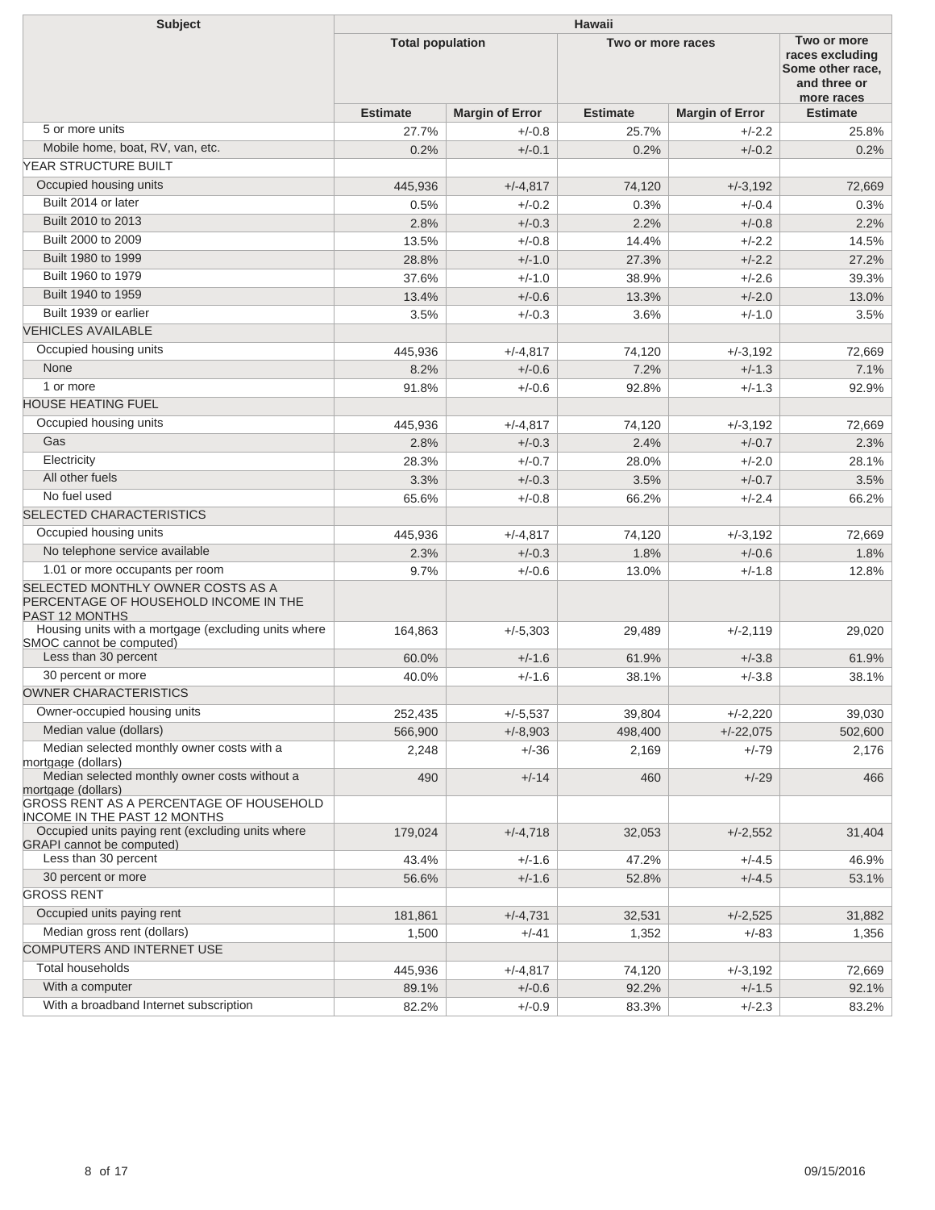| Subject | Hawaii | | | | |
|---|---|---|---|---|---|
| | Total population | | Two or more races | | Two or more races excluding Some other race, and three or more races |
| | Estimate | Margin of Error | Estimate | Margin of Error | Estimate |
| 5 or more units | 27.7% | +/-0.8 | 25.7% | +/-2.2 | 25.8% |
| Mobile home, boat, RV, van, etc. | 0.2% | +/-0.1 | 0.2% | +/-0.2 | 0.2% |
| YEAR STRUCTURE BUILT | | | | | |
| Occupied housing units | 445,936 | +/-4,817 | 74,120 | +/-3,192 | 72,669 |
| Built 2014 or later | 0.5% | +/-0.2 | 0.3% | +/-0.4 | 0.3% |
| Built 2010 to 2013 | 2.8% | +/-0.3 | 2.2% | +/-0.8 | 2.2% |
| Built 2000 to 2009 | 13.5% | +/-0.8 | 14.4% | +/-2.2 | 14.5% |
| Built 1980 to 1999 | 28.8% | +/-1.0 | 27.3% | +/-2.2 | 27.2% |
| Built 1960 to 1979 | 37.6% | +/-1.0 | 38.9% | +/-2.6 | 39.3% |
| Built 1940 to 1959 | 13.4% | +/-0.6 | 13.3% | +/-2.0 | 13.0% |
| Built 1939 or earlier | 3.5% | +/-0.3 | 3.6% | +/-1.0 | 3.5% |
| VEHICLES AVAILABLE | | | | | |
| Occupied housing units | 445,936 | +/-4,817 | 74,120 | +/-3,192 | 72,669 |
| None | 8.2% | +/-0.6 | 7.2% | +/-1.3 | 7.1% |
| 1 or more | 91.8% | +/-0.6 | 92.8% | +/-1.3 | 92.9% |
| HOUSE HEATING FUEL | | | | | |
| Occupied housing units | 445,936 | +/-4,817 | 74,120 | +/-3,192 | 72,669 |
| Gas | 2.8% | +/-0.3 | 2.4% | +/-0.7 | 2.3% |
| Electricity | 28.3% | +/-0.7 | 28.0% | +/-2.0 | 28.1% |
| All other fuels | 3.3% | +/-0.3 | 3.5% | +/-0.7 | 3.5% |
| No fuel used | 65.6% | +/-0.8 | 66.2% | +/-2.4 | 66.2% |
| SELECTED CHARACTERISTICS | | | | | |
| Occupied housing units | 445,936 | +/-4,817 | 74,120 | +/-3,192 | 72,669 |
| No telephone service available | 2.3% | +/-0.3 | 1.8% | +/-0.6 | 1.8% |
| 1.01 or more occupants per room | 9.7% | +/-0.6 | 13.0% | +/-1.8 | 12.8% |
| SELECTED MONTHLY OWNER COSTS AS A PERCENTAGE OF HOUSEHOLD INCOME IN THE PAST 12 MONTHS | | | | | |
| Housing units with a mortgage (excluding units where SMOC cannot be computed) | 164,863 | +/-5,303 | 29,489 | +/-2,119 | 29,020 |
| Less than 30 percent | 60.0% | +/-1.6 | 61.9% | +/-3.8 | 61.9% |
| 30 percent or more | 40.0% | +/-1.6 | 38.1% | +/-3.8 | 38.1% |
| OWNER CHARACTERISTICS | | | | | |
| Owner-occupied housing units | 252,435 | +/-5,537 | 39,804 | +/-2,220 | 39,030 |
| Median value (dollars) | 566,900 | +/-8,903 | 498,400 | +/-22,075 | 502,600 |
| Median selected monthly owner costs with a mortgage (dollars) | 2,248 | +/-36 | 2,169 | +/-79 | 2,176 |
| Median selected monthly owner costs without a mortgage (dollars) | 490 | +/-14 | 460 | +/-29 | 466 |
| GROSS RENT AS A PERCENTAGE OF HOUSEHOLD INCOME IN THE PAST 12 MONTHS | | | | | |
| Occupied units paying rent (excluding units where GRAPI cannot be computed) | 179,024 | +/-4,718 | 32,053 | +/-2,552 | 31,404 |
| Less than 30 percent | 43.4% | +/-1.6 | 47.2% | +/-4.5 | 46.9% |
| 30 percent or more | 56.6% | +/-1.6 | 52.8% | +/-4.5 | 53.1% |
| GROSS RENT | | | | | |
| Occupied units paying rent | 181,861 | +/-4,731 | 32,531 | +/-2,525 | 31,882 |
| Median gross rent (dollars) | 1,500 | +/-41 | 1,352 | +/-83 | 1,356 |
| COMPUTERS AND INTERNET USE | | | | | |
| Total households | 445,936 | +/-4,817 | 74,120 | +/-3,192 | 72,669 |
| With a computer | 89.1% | +/-0.6 | 92.2% | +/-1.5 | 92.1% |
| With a broadband Internet subscription | 82.2% | +/-0.9 | 83.3% | +/-2.3 | 83.2% |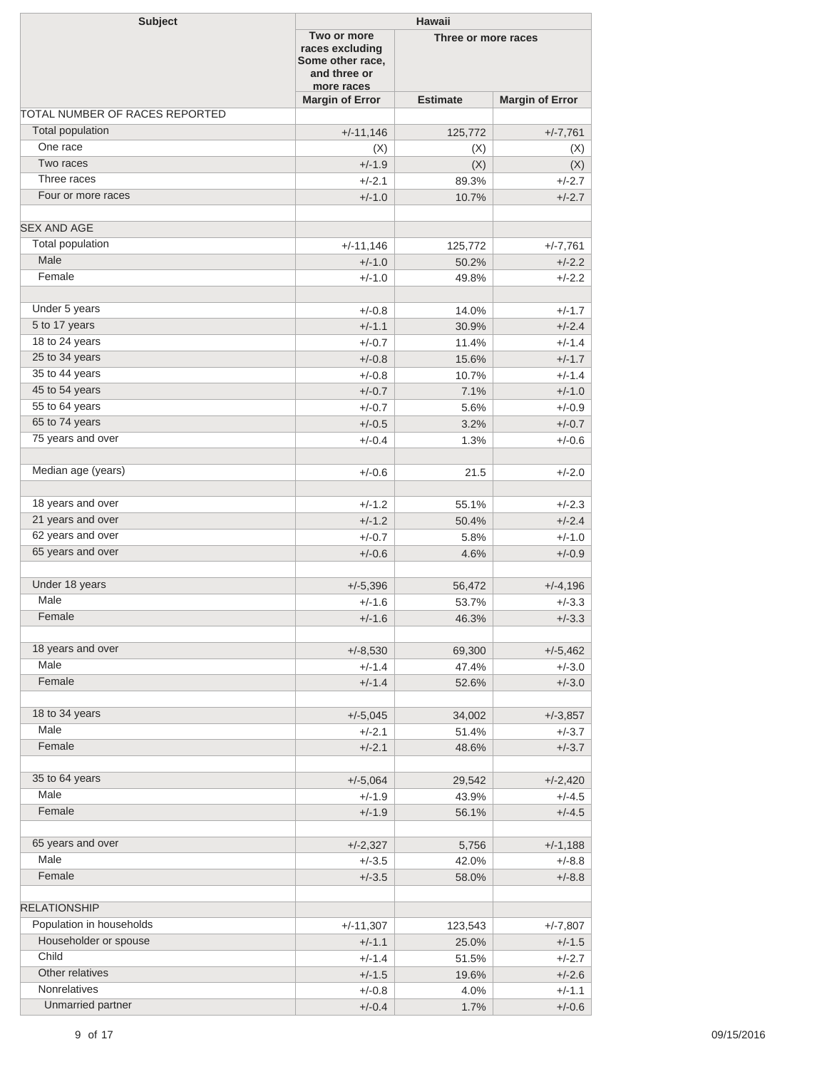| Subject | Hawaii | | |
|---|---|---|---|
| | Two or more races excluding Some other race, and three or more races | Three or more races | |
| | Margin of Error | Estimate | Margin of Error |
| TOTAL NUMBER OF RACES REPORTED | | | |
| Total population | +/-11,146 | 125,772 | +/-7,761 |
| One race | (X) | (X) | (X) |
| Two races | +/-1.9 | (X) | (X) |
| Three races | +/-2.1 | 89.3% | +/-2.7 |
| Four or more races | +/-1.0 | 10.7% | +/-2.7 |
| | | | |
| SEX AND AGE | | | |
| Total population | +/-11,146 | 125,772 | +/-7,761 |
| Male | +/-1.0 | 50.2% | +/-2.2 |
| Female | +/-1.0 | 49.8% | +/-2.2 |
| | | | |
| Under 5 years | +/-0.8 | 14.0% | +/-1.7 |
| 5 to 17 years | +/-1.1 | 30.9% | +/-2.4 |
| 18 to 24 years | +/-0.7 | 11.4% | +/-1.4 |
| 25 to 34 years | +/-0.8 | 15.6% | +/-1.7 |
| 35 to 44 years | +/-0.8 | 10.7% | +/-1.4 |
| 45 to 54 years | +/-0.7 | 7.1% | +/-1.0 |
| 55 to 64 years | +/-0.7 | 5.6% | +/-0.9 |
| 65 to 74 years | +/-0.5 | 3.2% | +/-0.7 |
| 75 years and over | +/-0.4 | 1.3% | +/-0.6 |
| | | | |
| Median age (years) | +/-0.6 | 21.5 | +/-2.0 |
| | | | |
| 18 years and over | +/-1.2 | 55.1% | +/-2.3 |
| 21 years and over | +/-1.2 | 50.4% | +/-2.4 |
| 62 years and over | +/-0.7 | 5.8% | +/-1.0 |
| 65 years and over | +/-0.6 | 4.6% | +/-0.9 |
| | | | |
| Under 18 years | +/-5,396 | 56,472 | +/-4,196 |
| Male | +/-1.6 | 53.7% | +/-3.3 |
| Female | +/-1.6 | 46.3% | +/-3.3 |
| | | | |
| 18 years and over | +/-8,530 | 69,300 | +/-5,462 |
| Male | +/-1.4 | 47.4% | +/-3.0 |
| Female | +/-1.4 | 52.6% | +/-3.0 |
| | | | |
| 18 to 34 years | +/-5,045 | 34,002 | +/-3,857 |
| Male | +/-2.1 | 51.4% | +/-3.7 |
| Female | +/-2.1 | 48.6% | +/-3.7 |
| | | | |
| 35 to 64 years | +/-5,064 | 29,542 | +/-2,420 |
| Male | +/-1.9 | 43.9% | +/-4.5 |
| Female | +/-1.9 | 56.1% | +/-4.5 |
| | | | |
| 65 years and over | +/-2,327 | 5,756 | +/-1,188 |
| Male | +/-3.5 | 42.0% | +/-8.8 |
| Female | +/-3.5 | 58.0% | +/-8.8 |
| | | | |
| RELATIONSHIP | | | |
| Population in households | +/-11,307 | 123,543 | +/-7,807 |
| Householder or spouse | +/-1.1 | 25.0% | +/-1.5 |
| Child | +/-1.4 | 51.5% | +/-2.7 |
| Other relatives | +/-1.5 | 19.6% | +/-2.6 |
| Nonrelatives | +/-0.8 | 4.0% | +/-1.1 |
| Unmarried partner | +/-0.4 | 1.7% | +/-0.6 |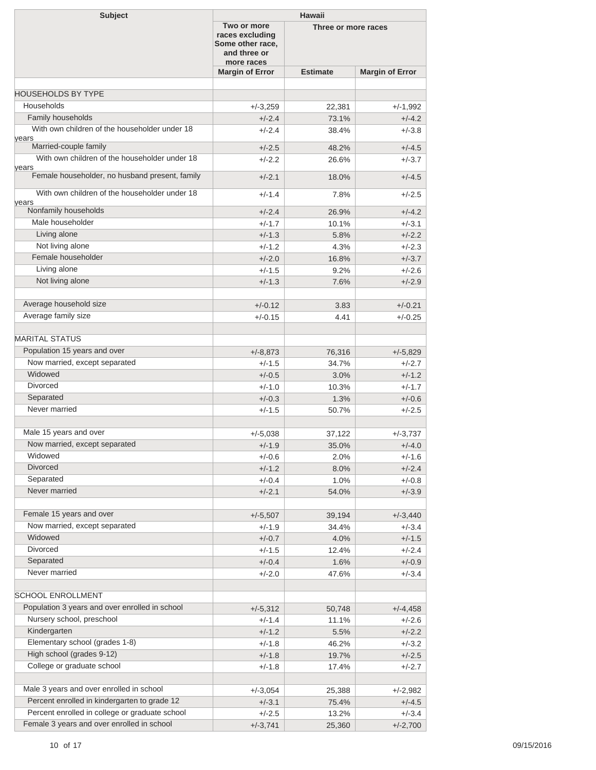| Subject | Hawaii | | |
|---|---|---|---|
| | Two or more races excluding Some other race, and three or more races | Three or more races | |
| | Margin of Error | Estimate | Margin of Error |
| | | | |
| HOUSEHOLDS BY TYPE | | | |
| Households | +/-3,259 | 22,381 | +/-1,992 |
| Family households | +/-2.4 | 73.1% | +/-4.2 |
| With own children of the householder under 18 years | +/-2.4 | 38.4% | +/-3.8 |
| Married-couple family | +/-2.5 | 48.2% | +/-4.5 |
| With own children of the householder under 18 years | +/-2.2 | 26.6% | +/-3.7 |
| Female householder, no husband present, family | +/-2.1 | 18.0% | +/-4.5 |
| With own children of the householder under 18 years | +/-1.4 | 7.8% | +/-2.5 |
| Nonfamily households | +/-2.4 | 26.9% | +/-4.2 |
| Male householder | +/-1.7 | 10.1% | +/-3.1 |
| Living alone | +/-1.3 | 5.8% | +/-2.2 |
| Not living alone | +/-1.2 | 4.3% | +/-2.3 |
| Female householder | +/-2.0 | 16.8% | +/-3.7 |
| Living alone | +/-1.5 | 9.2% | +/-2.6 |
| Not living alone | +/-1.3 | 7.6% | +/-2.9 |
| | | | |
| Average household size | +/-0.12 | 3.83 | +/-0.21 |
| Average family size | +/-0.15 | 4.41 | +/-0.25 |
| | | | |
| MARITAL STATUS | | | |
| Population 15 years and over | +/-8,873 | 76,316 | +/-5,829 |
| Now married, except separated | +/-1.5 | 34.7% | +/-2.7 |
| Widowed | +/-0.5 | 3.0% | +/-1.2 |
| Divorced | +/-1.0 | 10.3% | +/-1.7 |
| Separated | +/-0.3 | 1.3% | +/-0.6 |
| Never married | +/-1.5 | 50.7% | +/-2.5 |
| | | | |
| Male 15 years and over | +/-5,038 | 37,122 | +/-3,737 |
| Now married, except separated | +/-1.9 | 35.0% | +/-4.0 |
| Widowed | +/-0.6 | 2.0% | +/-1.6 |
| Divorced | +/-1.2 | 8.0% | +/-2.4 |
| Separated | +/-0.4 | 1.0% | +/-0.8 |
| Never married | +/-2.1 | 54.0% | +/-3.9 |
| | | | |
| Female 15 years and over | +/-5,507 | 39,194 | +/-3,440 |
| Now married, except separated | +/-1.9 | 34.4% | +/-3.4 |
| Widowed | +/-0.7 | 4.0% | +/-1.5 |
| Divorced | +/-1.5 | 12.4% | +/-2.4 |
| Separated | +/-0.4 | 1.6% | +/-0.9 |
| Never married | +/-2.0 | 47.6% | +/-3.4 |
| | | | |
| SCHOOL ENROLLMENT | | | |
| Population 3 years and over enrolled in school | +/-5,312 | 50,748 | +/-4,458 |
| Nursery school, preschool | +/-1.4 | 11.1% | +/-2.6 |
| Kindergarten | +/-1.2 | 5.5% | +/-2.2 |
| Elementary school (grades 1-8) | +/-1.8 | 46.2% | +/-3.2 |
| High school (grades 9-12) | +/-1.8 | 19.7% | +/-2.5 |
| College or graduate school | +/-1.8 | 17.4% | +/-2.7 |
| | | | |
| Male 3 years and over enrolled in school | +/-3,054 | 25,388 | +/-2,982 |
| Percent enrolled in kindergarten to grade 12 | +/-3.1 | 75.4% | +/-4.5 |
| Percent enrolled in college or graduate school | +/-2.5 | 13.2% | +/-3.4 |
| Female 3 years and over enrolled in school | +/-3,741 | 25,360 | +/-2,700 |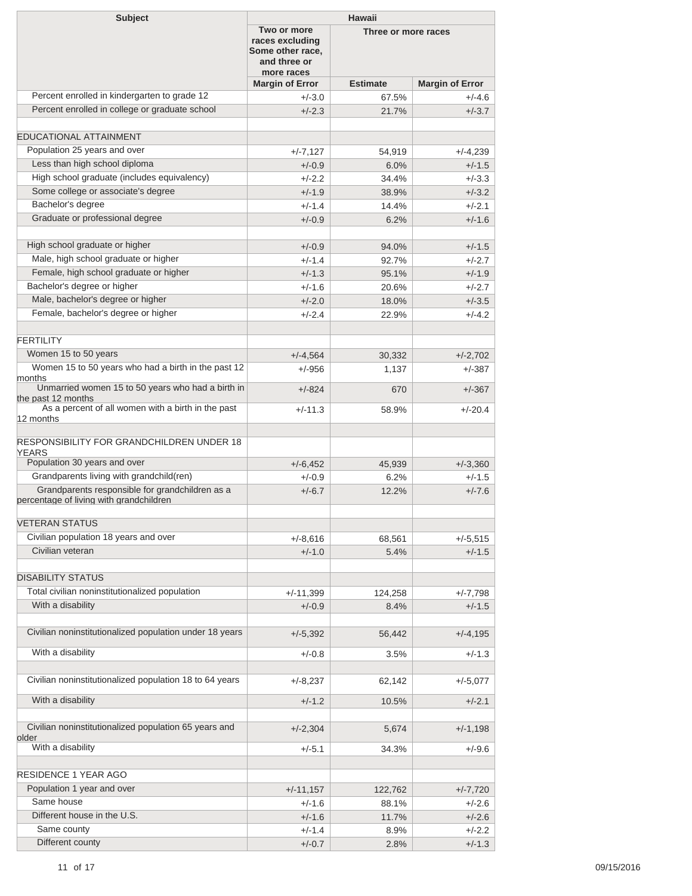| Subject | Hawaii | | |
|---|---|---|---|
| | Two or more races excluding Some other race, and three or more races | Three or more races | |
| | Margin of Error | Estimate | Margin of Error |
| Percent enrolled in kindergarten to grade 12 | +/-3.0 | 67.5% | +/-4.6 |
| Percent enrolled in college or graduate school | +/-2.3 | 21.7% | +/-3.7 |
| | | | |
| EDUCATIONAL ATTAINMENT | | | |
| Population 25 years and over | +/-7,127 | 54,919 | +/-4,239 |
| Less than high school diploma | +/-0.9 | 6.0% | +/-1.5 |
| High school graduate (includes equivalency) | +/-2.2 | 34.4% | +/-3.3 |
| Some college or associate's degree | +/-1.9 | 38.9% | +/-3.2 |
| Bachelor's degree | +/-1.4 | 14.4% | +/-2.1 |
| Graduate or professional degree | +/-0.9 | 6.2% | +/-1.6 |
| | | | |
| High school graduate or higher | +/-0.9 | 94.0% | +/-1.5 |
| Male, high school graduate or higher | +/-1.4 | 92.7% | +/-2.7 |
| Female, high school graduate or higher | +/-1.3 | 95.1% | +/-1.9 |
| Bachelor's degree or higher | +/-1.6 | 20.6% | +/-2.7 |
| Male, bachelor's degree or higher | +/-2.0 | 18.0% | +/-3.5 |
| Female, bachelor's degree or higher | +/-2.4 | 22.9% | +/-4.2 |
| | | | |
| FERTILITY | | | |
| Women 15 to 50 years | +/-4,564 | 30,332 | +/-2,702 |
| Women 15 to 50 years who had a birth in the past 12 months | +/-956 | 1,137 | +/-387 |
| Unmarried women 15 to 50 years who had a birth in the past 12 months | +/-824 | 670 | +/-367 |
| As a percent of all women with a birth in the past 12 months | +/-11.3 | 58.9% | +/-20.4 |
| | | | |
| RESPONSIBILITY FOR GRANDCHILDREN UNDER 18 YEARS | | | |
| Population 30 years and over | +/-6,452 | 45,939 | +/-3,360 |
| Grandparents living with grandchild(ren) | +/-0.9 | 6.2% | +/-1.5 |
| Grandparents responsible for grandchildren as a percentage of living with grandchildren | +/-6.7 | 12.2% | +/-7.6 |
| | | | |
| VETERAN STATUS | | | |
| Civilian population 18 years and over | +/-8,616 | 68,561 | +/-5,515 |
| Civilian veteran | +/-1.0 | 5.4% | +/-1.5 |
| | | | |
| DISABILITY STATUS | | | |
| Total civilian noninstitutionalized population | +/-11,399 | 124,258 | +/-7,798 |
| With a disability | +/-0.9 | 8.4% | +/-1.5 |
| | | | |
| Civilian noninstitutionalized population under 18 years | +/-5,392 | 56,442 | +/-4,195 |
| With a disability | +/-0.8 | 3.5% | +/-1.3 |
| | | | |
| Civilian noninstitutionalized population 18 to 64 years | +/-8,237 | 62,142 | +/-5,077 |
| With a disability | +/-1.2 | 10.5% | +/-2.1 |
| | | | |
| Civilian noninstitutionalized population 65 years and older | +/-2,304 | 5,674 | +/-1,198 |
| With a disability | +/-5.1 | 34.3% | +/-9.6 |
| | | | |
| RESIDENCE 1 YEAR AGO | | | |
| Population 1 year and over | +/-11,157 | 122,762 | +/-7,720 |
| Same house | +/-1.6 | 88.1% | +/-2.6 |
| Different house in the U.S. | +/-1.6 | 11.7% | +/-2.6 |
| Same county | +/-1.4 | 8.9% | +/-2.2 |
| Different county | +/-0.7 | 2.8% | +/-1.3 |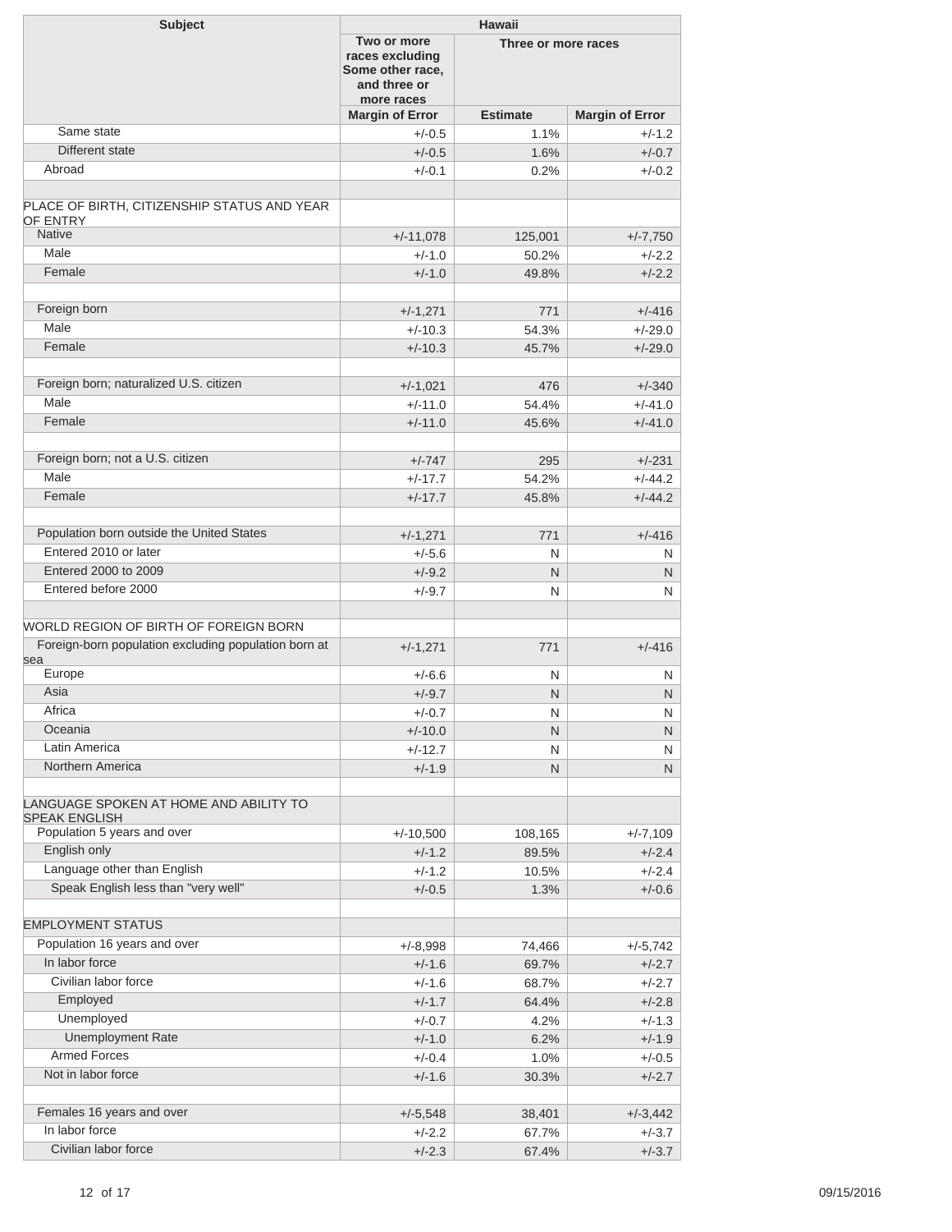| Subject | Hawaii | | |
|---|---|---|---|
| | Two or more races excluding Some other race, and three or more races | Three or more races | |
| | Margin of Error | Estimate | Margin of Error |
| Same state | +/-0.5 | 1.1% | +/-1.2 |
| Different state | +/-0.5 | 1.6% | +/-0.7 |
| Abroad | +/-0.1 | 0.2% | +/-0.2 |
| | | | |
| PLACE OF BIRTH, CITIZENSHIP STATUS AND YEAR OF ENTRY | | | |
| Native | +/-11,078 | 125,001 | +/-7,750 |
| Male | +/-1.0 | 50.2% | +/-2.2 |
| Female | +/-1.0 | 49.8% | +/-2.2 |
| | | | |
| Foreign born | +/-1,271 | 771 | +/-416 |
| Male | +/-10.3 | 54.3% | +/-29.0 |
| Female | +/-10.3 | 45.7% | +/-29.0 |
| | | | |
| Foreign born; naturalized U.S. citizen | +/-1,021 | 476 | +/-340 |
| Male | +/-11.0 | 54.4% | +/-41.0 |
| Female | +/-11.0 | 45.6% | +/-41.0 |
| | | | |
| Foreign born; not a U.S. citizen | +/-747 | 295 | +/-231 |
| Male | +/-17.7 | 54.2% | +/-44.2 |
| Female | +/-17.7 | 45.8% | +/-44.2 |
| | | | |
| Population born outside the United States | +/-1,271 | 771 | +/-416 |
| Entered 2010 or later | +/-5.6 | N | N |
| Entered 2000 to 2009 | +/-9.2 | N | N |
| Entered before 2000 | +/-9.7 | N | N |
| | | | |
| WORLD REGION OF BIRTH OF FOREIGN BORN | | | |
| Foreign-born population excluding population born at sea | +/-1,271 | 771 | +/-416 |
| Europe | +/-6.6 | N | N |
| Asia | +/-9.7 | N | N |
| Africa | +/-0.7 | N | N |
| Oceania | +/-10.0 | N | N |
| Latin America | +/-12.7 | N | N |
| Northern America | +/-1.9 | N | N |
| | | | |
| LANGUAGE SPOKEN AT HOME AND ABILITY TO SPEAK ENGLISH | | | |
| Population 5 years and over | +/-10,500 | 108,165 | +/-7,109 |
| English only | +/-1.2 | 89.5% | +/-2.4 |
| Language other than English | +/-1.2 | 10.5% | +/-2.4 |
| Speak English less than "very well" | +/-0.5 | 1.3% | +/-0.6 |
| | | | |
| EMPLOYMENT STATUS | | | |
| Population 16 years and over | +/-8,998 | 74,466 | +/-5,742 |
| In labor force | +/-1.6 | 69.7% | +/-2.7 |
| Civilian labor force | +/-1.6 | 68.7% | +/-2.7 |
| Employed | +/-1.7 | 64.4% | +/-2.8 |
| Unemployed | +/-0.7 | 4.2% | +/-1.3 |
| Unemployment Rate | +/-1.0 | 6.2% | +/-1.9 |
| Armed Forces | +/-0.4 | 1.0% | +/-0.5 |
| Not in labor force | +/-1.6 | 30.3% | +/-2.7 |
| | | | |
| Females 16 years and over | +/-5,548 | 38,401 | +/-3,442 |
| In labor force | +/-2.2 | 67.7% | +/-3.7 |
| Civilian labor force | +/-2.3 | 67.4% | +/-3.7 |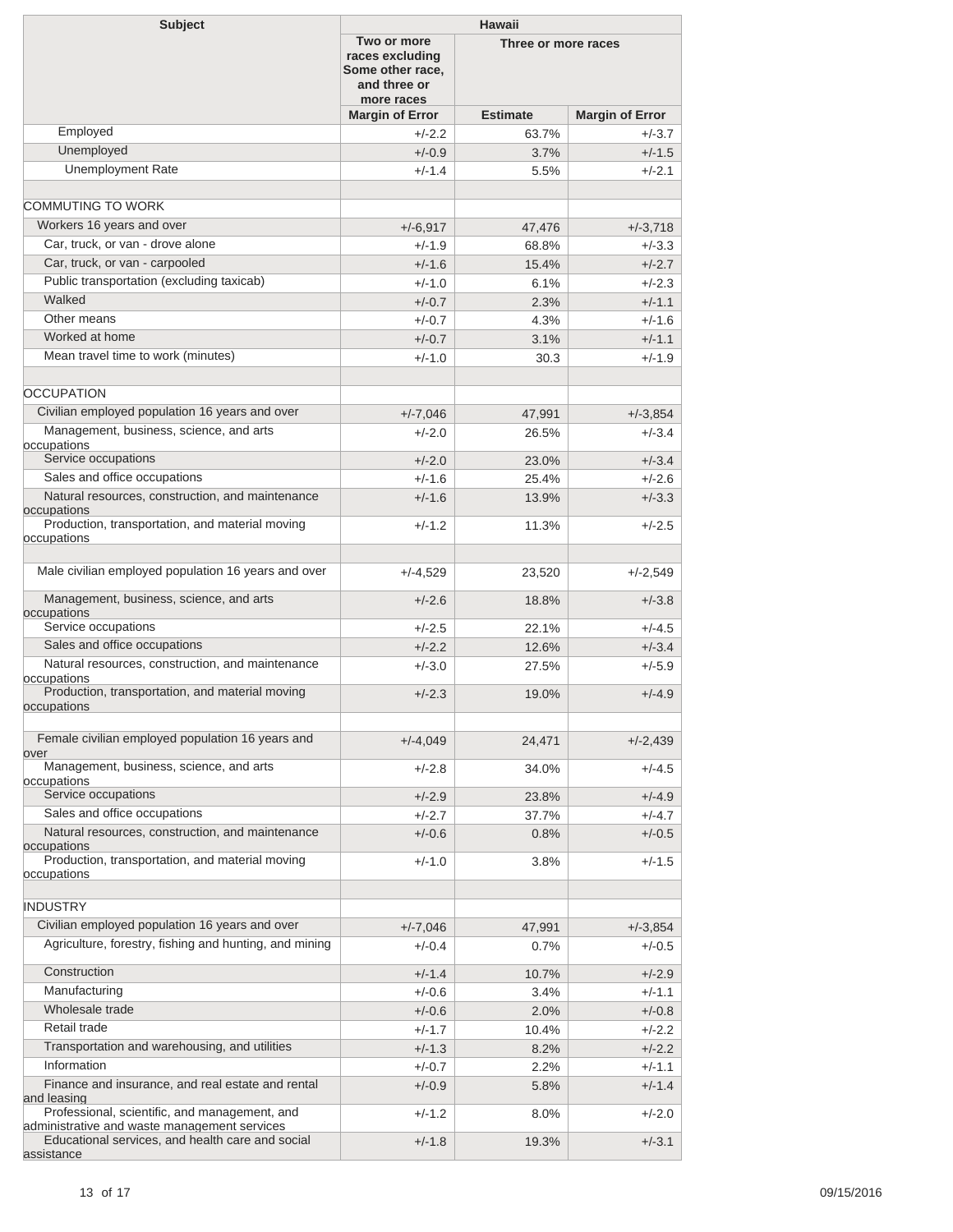| Subject | Hawaii | | |
|---|---|---|---|
| | Two or more races excluding Some other race, and three or more races | Three or more races | |
| | Margin of Error | Estimate | Margin of Error |
| Employed | +/-2.2 | 63.7% | +/-3.7 |
| Unemployed | +/-0.9 | 3.7% | +/-1.5 |
| Unemployment Rate | +/-1.4 | 5.5% | +/-2.1 |
| | | | |
| COMMUTING TO WORK | | | |
| Workers 16 years and over | +/-6,917 | 47,476 | +/-3,718 |
| Car, truck, or van - drove alone | +/-1.9 | 68.8% | +/-3.3 |
| Car, truck, or van - carpooled | +/-1.6 | 15.4% | +/-2.7 |
| Public transportation (excluding taxicab) | +/-1.0 | 6.1% | +/-2.3 |
| Walked | +/-0.7 | 2.3% | +/-1.1 |
| Other means | +/-0.7 | 4.3% | +/-1.6 |
| Worked at home | +/-0.7 | 3.1% | +/-1.1 |
| Mean travel time to work (minutes) | +/-1.0 | 30.3 | +/-1.9 |
| | | | |
| OCCUPATION | | | |
| Civilian employed population 16 years and over | +/-7,046 | 47,991 | +/-3,854 |
| Management, business, science, and arts occupations | +/-2.0 | 26.5% | +/-3.4 |
| Service occupations | +/-2.0 | 23.0% | +/-3.4 |
| Sales and office occupations | +/-1.6 | 25.4% | +/-2.6 |
| Natural resources, construction, and maintenance occupations | +/-1.6 | 13.9% | +/-3.3 |
| Production, transportation, and material moving occupations | +/-1.2 | 11.3% | +/-2.5 |
| | | | |
| Male civilian employed population 16 years and over | +/-4,529 | 23,520 | +/-2,549 |
| Management, business, science, and arts occupations | +/-2.6 | 18.8% | +/-3.8 |
| Service occupations | +/-2.5 | 22.1% | +/-4.5 |
| Sales and office occupations | +/-2.2 | 12.6% | +/-3.4 |
| Natural resources, construction, and maintenance occupations | +/-3.0 | 27.5% | +/-5.9 |
| Production, transportation, and material moving occupations | +/-2.3 | 19.0% | +/-4.9 |
| | | | |
| Female civilian employed population 16 years and over | +/-4,049 | 24,471 | +/-2,439 |
| Management, business, science, and arts occupations | +/-2.8 | 34.0% | +/-4.5 |
| Service occupations | +/-2.9 | 23.8% | +/-4.9 |
| Sales and office occupations | +/-2.7 | 37.7% | +/-4.7 |
| Natural resources, construction, and maintenance occupations | +/-0.6 | 0.8% | +/-0.5 |
| Production, transportation, and material moving occupations | +/-1.0 | 3.8% | +/-1.5 |
| | | | |
| INDUSTRY | | | |
| Civilian employed population 16 years and over | +/-7,046 | 47,991 | +/-3,854 |
| Agriculture, forestry, fishing and hunting, and mining | +/-0.4 | 0.7% | +/-0.5 |
| Construction | +/-1.4 | 10.7% | +/-2.9 |
| Manufacturing | +/-0.6 | 3.4% | +/-1.1 |
| Wholesale trade | +/-0.6 | 2.0% | +/-0.8 |
| Retail trade | +/-1.7 | 10.4% | +/-2.2 |
| Transportation and warehousing, and utilities | +/-1.3 | 8.2% | +/-2.2 |
| Information | +/-0.7 | 2.2% | +/-1.1 |
| Finance and insurance, and real estate and rental and leasing | +/-0.9 | 5.8% | +/-1.4 |
| Professional, scientific, and management, and administrative and waste management services | +/-1.2 | 8.0% | +/-2.0 |
| Educational services, and health care and social assistance | +/-1.8 | 19.3% | +/-3.1 |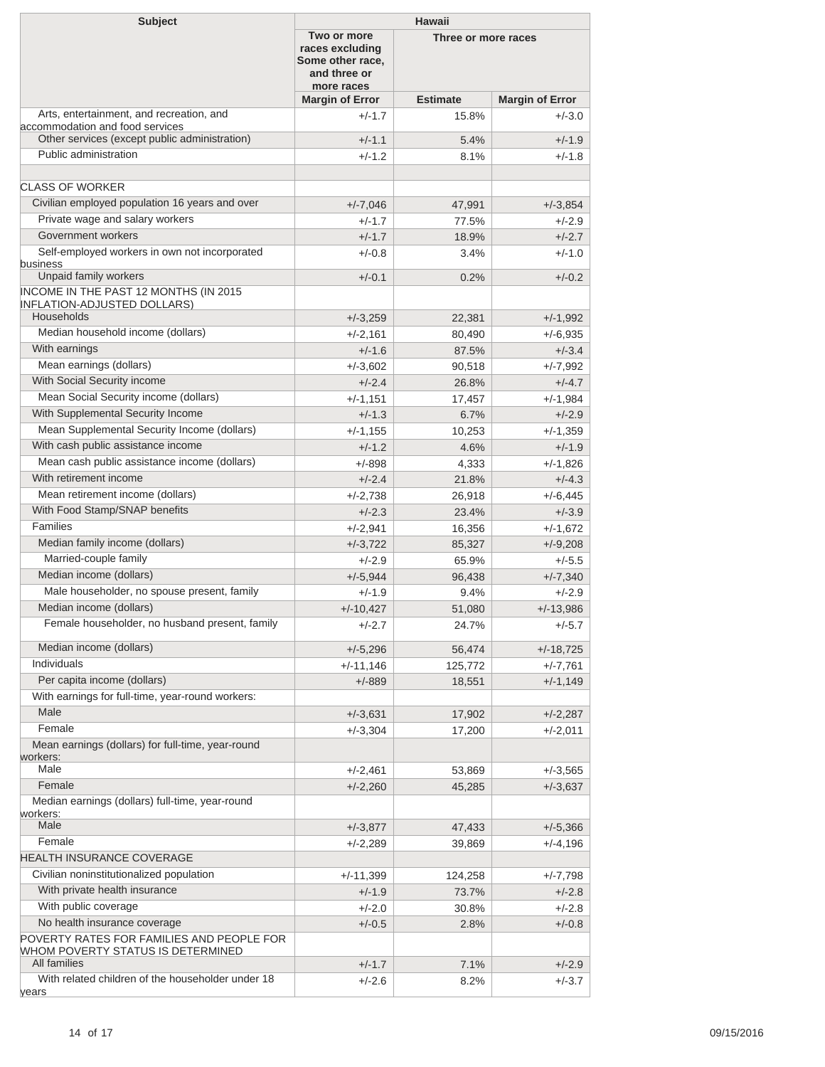| Subject | Hawaii | | |
|---|---|---|---|
| | Two or more races excluding Some other race, and three or more races | Three or more races | |
| | Margin of Error | Estimate | Margin of Error |
| Arts, entertainment, and recreation, and accommodation and food services | +/-1.7 | 15.8% | +/-3.0 |
| Other services (except public administration) | +/-1.1 | 5.4% | +/-1.9 |
| Public administration | +/-1.2 | 8.1% | +/-1.8 |
| | | | |
| CLASS OF WORKER | | | |
| Civilian employed population 16 years and over | +/-7,046 | 47,991 | +/-3,854 |
| Private wage and salary workers | +/-1.7 | 77.5% | +/-2.9 |
| Government workers | +/-1.7 | 18.9% | +/-2.7 |
| Self-employed workers in own not incorporated business | +/-0.8 | 3.4% | +/-1.0 |
| Unpaid family workers | +/-0.1 | 0.2% | +/-0.2 |
| INCOME IN THE PAST 12 MONTHS (IN 2015 INFLATION-ADJUSTED DOLLARS) | | | |
| Households | +/-3,259 | 22,381 | +/-1,992 |
| Median household income (dollars) | +/-2,161 | 80,490 | +/-6,935 |
| With earnings | +/-1.6 | 87.5% | +/-3.4 |
| Mean earnings (dollars) | +/-3,602 | 90,518 | +/-7,992 |
| With Social Security income | +/-2.4 | 26.8% | +/-4.7 |
| Mean Social Security income (dollars) | +/-1,151 | 17,457 | +/-1,984 |
| With Supplemental Security Income | +/-1.3 | 6.7% | +/-2.9 |
| Mean Supplemental Security Income (dollars) | +/-1,155 | 10,253 | +/-1,359 |
| With cash public assistance income | +/-1.2 | 4.6% | +/-1.9 |
| Mean cash public assistance income (dollars) | +/-898 | 4,333 | +/-1,826 |
| With retirement income | +/-2.4 | 21.8% | +/-4.3 |
| Mean retirement income (dollars) | +/-2,738 | 26,918 | +/-6,445 |
| With Food Stamp/SNAP benefits | +/-2.3 | 23.4% | +/-3.9 |
| Families | +/-2,941 | 16,356 | +/-1,672 |
| Median family income (dollars) | +/-3,722 | 85,327 | +/-9,208 |
| Married-couple family | +/-2.9 | 65.9% | +/-5.5 |
| Median income (dollars) | +/-5,944 | 96,438 | +/-7,340 |
| Male householder, no spouse present, family | +/-1.9 | 9.4% | +/-2.9 |
| Median income (dollars) | +/-10,427 | 51,080 | +/-13,986 |
| Female householder, no husband present, family | +/-2.7 | 24.7% | +/-5.7 |
| Median income (dollars) | +/-5,296 | 56,474 | +/-18,725 |
| Individuals | +/-11,146 | 125,772 | +/-7,761 |
| Per capita income (dollars) | +/-889 | 18,551 | +/-1,149 |
| With earnings for full-time, year-round workers: | | | |
| Male | +/-3,631 | 17,902 | +/-2,287 |
| Female | +/-3,304 | 17,200 | +/-2,011 |
| Mean earnings (dollars) for full-time, year-round workers: | | | |
| Male | +/-2,461 | 53,869 | +/-3,565 |
| Female | +/-2,260 | 45,285 | +/-3,637 |
| Median earnings (dollars) full-time, year-round workers: | | | |
| Male | +/-3,877 | 47,433 | +/-5,366 |
| Female | +/-2,289 | 39,869 | +/-4,196 |
| HEALTH INSURANCE COVERAGE | | | |
| Civilian noninstitutionalized population | +/-11,399 | 124,258 | +/-7,798 |
| With private health insurance | +/-1.9 | 73.7% | +/-2.8 |
| With public coverage | +/-2.0 | 30.8% | +/-2.8 |
| No health insurance coverage | +/-0.5 | 2.8% | +/-0.8 |
| POVERTY RATES FOR FAMILIES AND PEOPLE FOR WHOM POVERTY STATUS IS DETERMINED | | | |
| All families | +/-1.7 | 7.1% | +/-2.9 |
| With related children of the householder under 18 years | +/-2.6 | 8.2% | +/-3.7 |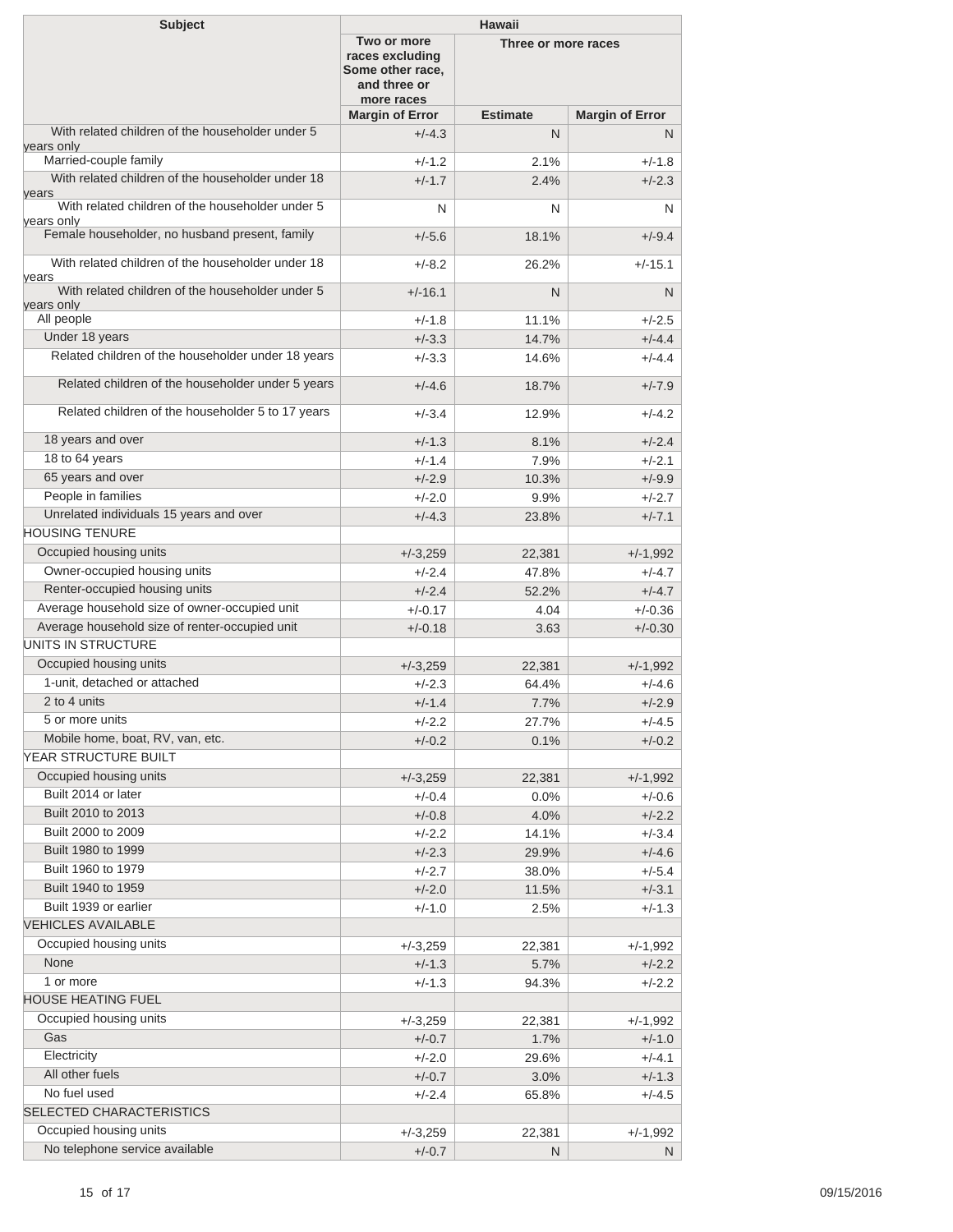| Subject | Hawaii | | |
|---|---|---|---|
| | Two or more races excluding Some other race, and three or more races | Three or more races | |
| | Margin of Error | Estimate | Margin of Error |
| With related children of the householder under 5 years only | +/-4.3 | N | N |
| Married-couple family | +/-1.2 | 2.1% | +/-1.8 |
| With related children of the householder under 18 years | +/-1.7 | 2.4% | +/-2.3 |
| With related children of the householder under 5 years only | N | N | N |
| Female householder, no husband present, family | +/-5.6 | 18.1% | +/-9.4 |
| With related children of the householder under 18 years | +/-8.2 | 26.2% | +/-15.1 |
| With related children of the householder under 5 years only | +/-16.1 | N | N |
| All people | +/-1.8 | 11.1% | +/-2.5 |
| Under 18 years | +/-3.3 | 14.7% | +/-4.4 |
| Related children of the householder under 18 years | +/-3.3 | 14.6% | +/-4.4 |
| Related children of the householder under 5 years | +/-4.6 | 18.7% | +/-7.9 |
| Related children of the householder 5 to 17 years | +/-3.4 | 12.9% | +/-4.2 |
| 18 years and over | +/-1.3 | 8.1% | +/-2.4 |
| 18 to 64 years | +/-1.4 | 7.9% | +/-2.1 |
| 65 years and over | +/-2.9 | 10.3% | +/-9.9 |
| People in families | +/-2.0 | 9.9% | +/-2.7 |
| Unrelated individuals 15 years and over | +/-4.3 | 23.8% | +/-7.1 |
| HOUSING TENURE | | | |
| Occupied housing units | +/-3,259 | 22,381 | +/-1,992 |
| Owner-occupied housing units | +/-2.4 | 47.8% | +/-4.7 |
| Renter-occupied housing units | +/-2.4 | 52.2% | +/-4.7 |
| Average household size of owner-occupied unit | +/-0.17 | 4.04 | +/-0.36 |
| Average household size of renter-occupied unit | +/-0.18 | 3.63 | +/-0.30 |
| UNITS IN STRUCTURE | | | |
| Occupied housing units | +/-3,259 | 22,381 | +/-1,992 |
| 1-unit, detached or attached | +/-2.3 | 64.4% | +/-4.6 |
| 2 to 4 units | +/-1.4 | 7.7% | +/-2.9 |
| 5 or more units | +/-2.2 | 27.7% | +/-4.5 |
| Mobile home, boat, RV, van, etc. | +/-0.2 | 0.1% | +/-0.2 |
| YEAR STRUCTURE BUILT | | | |
| Occupied housing units | +/-3,259 | 22,381 | +/-1,992 |
| Built 2014 or later | +/-0.4 | 0.0% | +/-0.6 |
| Built 2010 to 2013 | +/-0.8 | 4.0% | +/-2.2 |
| Built 2000 to 2009 | +/-2.2 | 14.1% | +/-3.4 |
| Built 1980 to 1999 | +/-2.3 | 29.9% | +/-4.6 |
| Built 1960 to 1979 | +/-2.7 | 38.0% | +/-5.4 |
| Built 1940 to 1959 | +/-2.0 | 11.5% | +/-3.1 |
| Built 1939 or earlier | +/-1.0 | 2.5% | +/-1.3 |
| VEHICLES AVAILABLE | | | |
| Occupied housing units | +/-3,259 | 22,381 | +/-1,992 |
| None | +/-1.3 | 5.7% | +/-2.2 |
| 1 or more | +/-1.3 | 94.3% | +/-2.2 |
| HOUSE HEATING FUEL | | | |
| Occupied housing units | +/-3,259 | 22,381 | +/-1,992 |
| Gas | +/-0.7 | 1.7% | +/-1.0 |
| Electricity | +/-2.0 | 29.6% | +/-4.1 |
| All other fuels | +/-0.7 | 3.0% | +/-1.3 |
| No fuel used | +/-2.4 | 65.8% | +/-4.5 |
| SELECTED CHARACTERISTICS | | | |
| Occupied housing units | +/-3,259 | 22,381 | +/-1,992 |
| No telephone service available | +/-0.7 | N | N |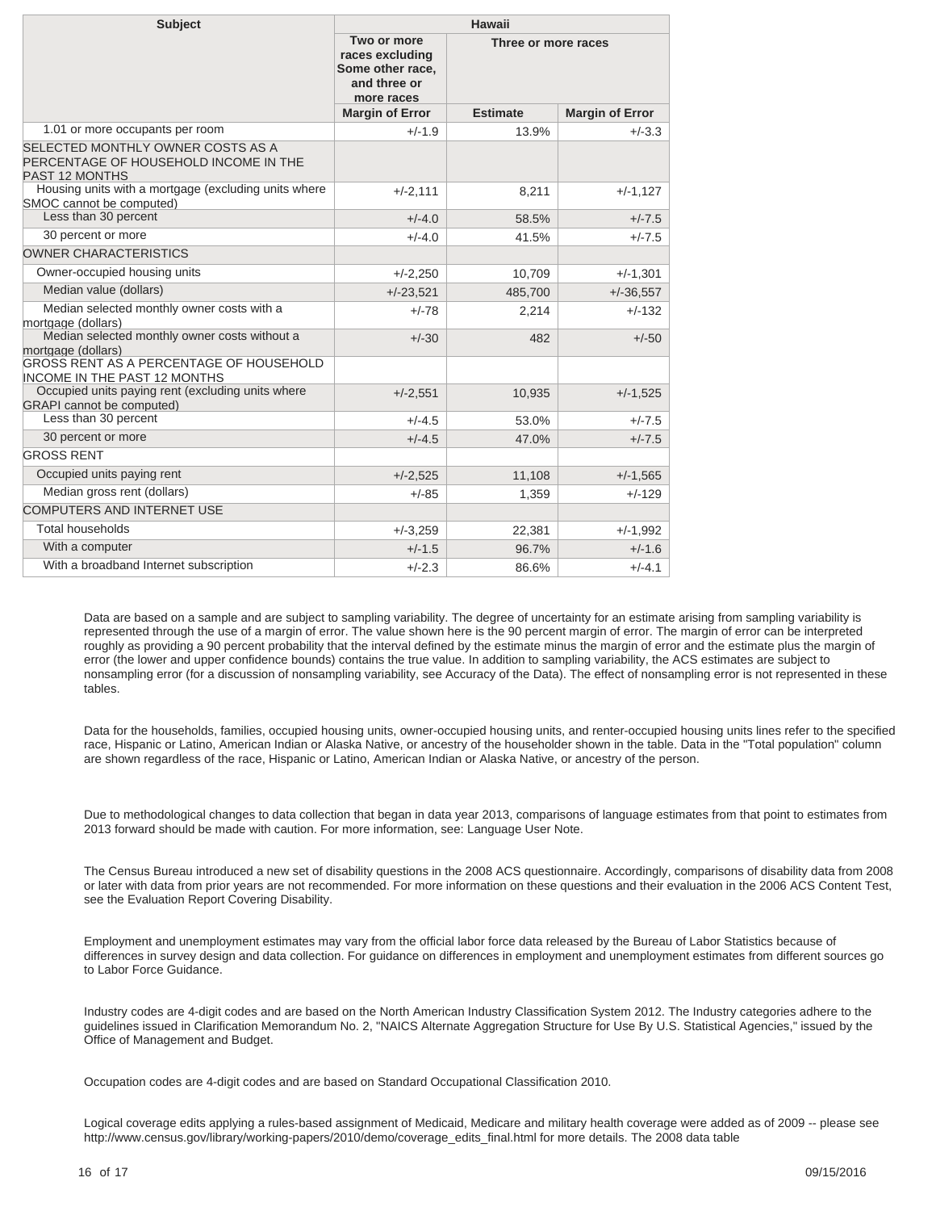| Subject | Hawaii | | |
|---|---|---|---|
| | Two or more races excluding Some other race, and three or more races | Three or more races | |
| | Margin of Error | Estimate | Margin of Error |
| 1.01 or more occupants per room | +/-1.9 | 13.9% | +/-3.3 |
| SELECTED MONTHLY OWNER COSTS AS A PERCENTAGE OF HOUSEHOLD INCOME IN THE PAST 12 MONTHS | | | |
| Housing units with a mortgage (excluding units where SMOC cannot be computed) | +/-2,111 | 8,211 | +/-1,127 |
| Less than 30 percent | +/-4.0 | 58.5% | +/-7.5 |
| 30 percent or more | +/-4.0 | 41.5% | +/-7.5 |
| OWNER CHARACTERISTICS | | | |
| Owner-occupied housing units | +/-2,250 | 10,709 | +/-1,301 |
| Median value (dollars) | +/-23,521 | 485,700 | +/-36,557 |
| Median selected monthly owner costs with a mortgage (dollars) | +/-78 | 2,214 | +/-132 |
| Median selected monthly owner costs without a mortgage (dollars) | +/-30 | 482 | +/-50 |
| GROSS RENT AS A PERCENTAGE OF HOUSEHOLD INCOME IN THE PAST 12 MONTHS | | | |
| Occupied units paying rent (excluding units where GRAPI cannot be computed) | +/-2,551 | 10,935 | +/-1,525 |
| Less than 30 percent | +/-4.5 | 53.0% | +/-7.5 |
| 30 percent or more | +/-4.5 | 47.0% | +/-7.5 |
| GROSS RENT | | | |
| Occupied units paying rent | +/-2,525 | 11,108 | +/-1,565 |
| Median gross rent (dollars) | +/-85 | 1,359 | +/-129 |
| COMPUTERS AND INTERNET USE | | | |
| Total households | +/-3,259 | 22,381 | +/-1,992 |
| With a computer | +/-1.5 | 96.7% | +/-1.6 |
| With a broadband Internet subscription | +/-2.3 | 86.6% | +/-4.1 |

Data are based on a sample and are subject to sampling variability. The degree of uncertainty for an estimate arising from sampling variability is represented through the use of a margin of error. The value shown here is the 90 percent margin of error. The margin of error can be interpreted roughly as providing a 90 percent probability that the interval defined by the estimate minus the margin of error and the estimate plus the margin of error (the lower and upper confidence bounds) contains the true value. In addition to sampling variability, the ACS estimates are subject to nonsampling error (for a discussion of nonsampling variability, see Accuracy of the Data). The effect of nonsampling error is not represented in these tables.

Data for the households, families, occupied housing units, owner-occupied housing units, and renter-occupied housing units lines refer to the specified race, Hispanic or Latino, American Indian or Alaska Native, or ancestry of the householder shown in the table. Data in the "Total population" column are shown regardless of the race, Hispanic or Latino, American Indian or Alaska Native, or ancestry of the person.

Due to methodological changes to data collection that began in data year 2013, comparisons of language estimates from that point to estimates from 2013 forward should be made with caution. For more information, see: Language User Note.

The Census Bureau introduced a new set of disability questions in the 2008 ACS questionnaire. Accordingly, comparisons of disability data from 2008 or later with data from prior years are not recommended. For more information on these questions and their evaluation in the 2006 ACS Content Test, see the Evaluation Report Covering Disability.

Employment and unemployment estimates may vary from the official labor force data released by the Bureau of Labor Statistics because of differences in survey design and data collection. For guidance on differences in employment and unemployment estimates from different sources go to Labor Force Guidance.

Industry codes are 4-digit codes and are based on the North American Industry Classification System 2012. The Industry categories adhere to the guidelines issued in Clarification Memorandum No. 2, "NAICS Alternate Aggregation Structure for Use By U.S. Statistical Agencies," issued by the Office of Management and Budget.

Occupation codes are 4-digit codes and are based on Standard Occupational Classification 2010.

Logical coverage edits applying a rules-based assignment of Medicaid, Medicare and military health coverage were added as of 2009 -- please see http://www.census.gov/library/working-papers/2010/demo/coverage_edits_final.html for more details. The 2008 data table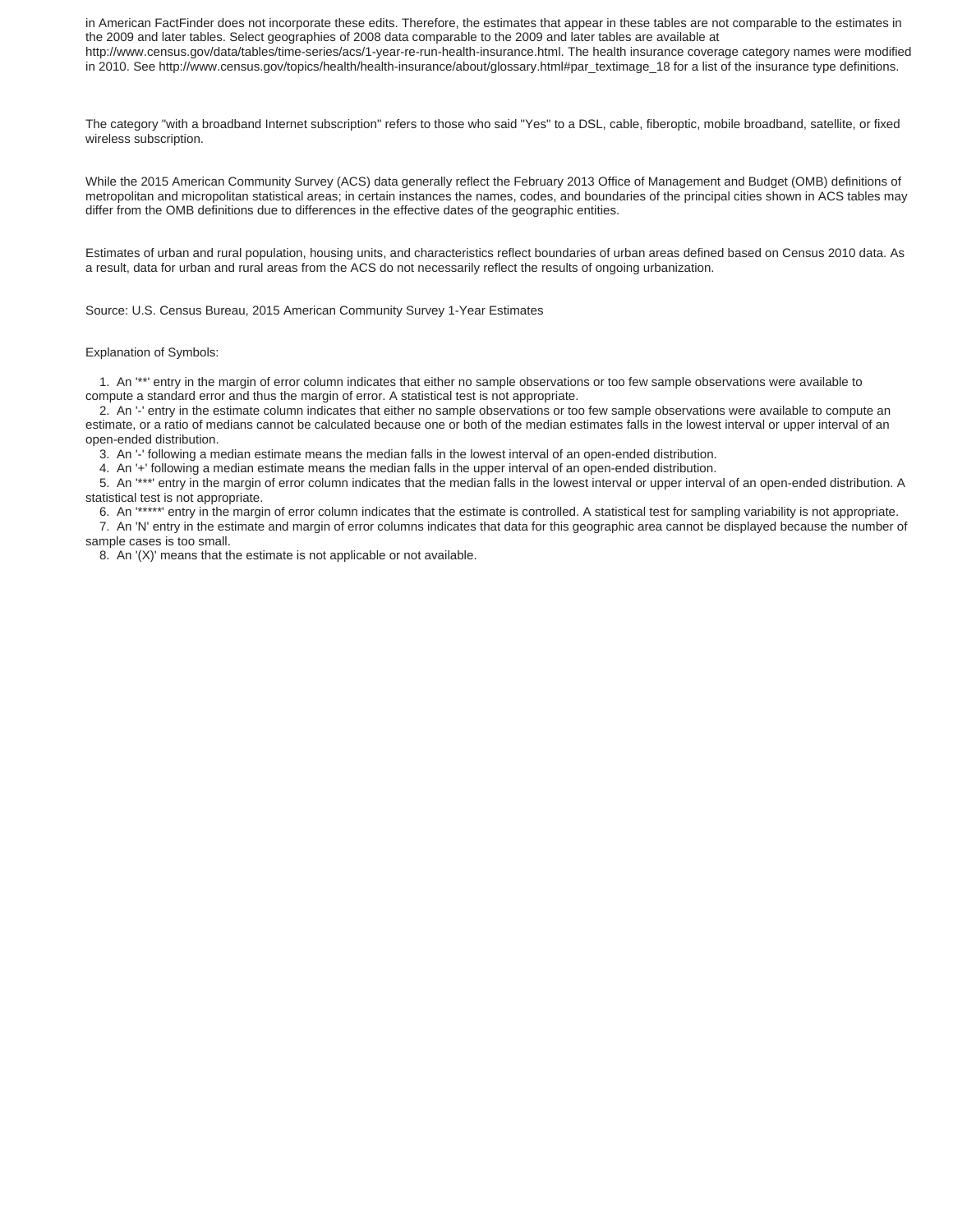in American FactFinder does not incorporate these edits. Therefore, the estimates that appear in these tables are not comparable to the estimates in the 2009 and later tables. Select geographies of 2008 data comparable to the 2009 and later tables are available at http://www.census.gov/data/tables/time-series/acs/1-year-re-run-health-insurance.html. The health insurance coverage category names were modified in 2010. See http://www.census.gov/topics/health/health-insurance/about/glossary.html#par_textimage_18 for a list of the insurance type definitions.

The category "with a broadband Internet subscription" refers to those who said "Yes" to a DSL, cable, fiberoptic, mobile broadband, satellite, or fixed wireless subscription.

While the 2015 American Community Survey (ACS) data generally reflect the February 2013 Office of Management and Budget (OMB) definitions of metropolitan and micropolitan statistical areas; in certain instances the names, codes, and boundaries of the principal cities shown in ACS tables may differ from the OMB definitions due to differences in the effective dates of the geographic entities.

Estimates of urban and rural population, housing units, and characteristics reflect boundaries of urban areas defined based on Census 2010 data. As a result, data for urban and rural areas from the ACS do not necessarily reflect the results of ongoing urbanization.

Source: U.S. Census Bureau, 2015 American Community Survey 1-Year Estimates

Explanation of Symbols:

1. An '**' entry in the margin of error column indicates that either no sample observations or too few sample observations were available to compute a standard error and thus the margin of error. A statistical test is not appropriate.
2. An '-' entry in the estimate column indicates that either no sample observations or too few sample observations were available to compute an estimate, or a ratio of medians cannot be calculated because one or both of the median estimates falls in the lowest interval or upper interval of an open-ended distribution.
3. An '-' following a median estimate means the median falls in the lowest interval of an open-ended distribution.
4. An '+' following a median estimate means the median falls in the upper interval of an open-ended distribution.
5. An '***' entry in the margin of error column indicates that the median falls in the lowest interval or upper interval of an open-ended distribution. A statistical test is not appropriate.
6. An '*****' entry in the margin of error column indicates that the estimate is controlled. A statistical test for sampling variability is not appropriate.
7. An 'N' entry in the estimate and margin of error columns indicates that data for this geographic area cannot be displayed because the number of sample cases is too small.
8. An '(X)' means that the estimate is not applicable or not available.